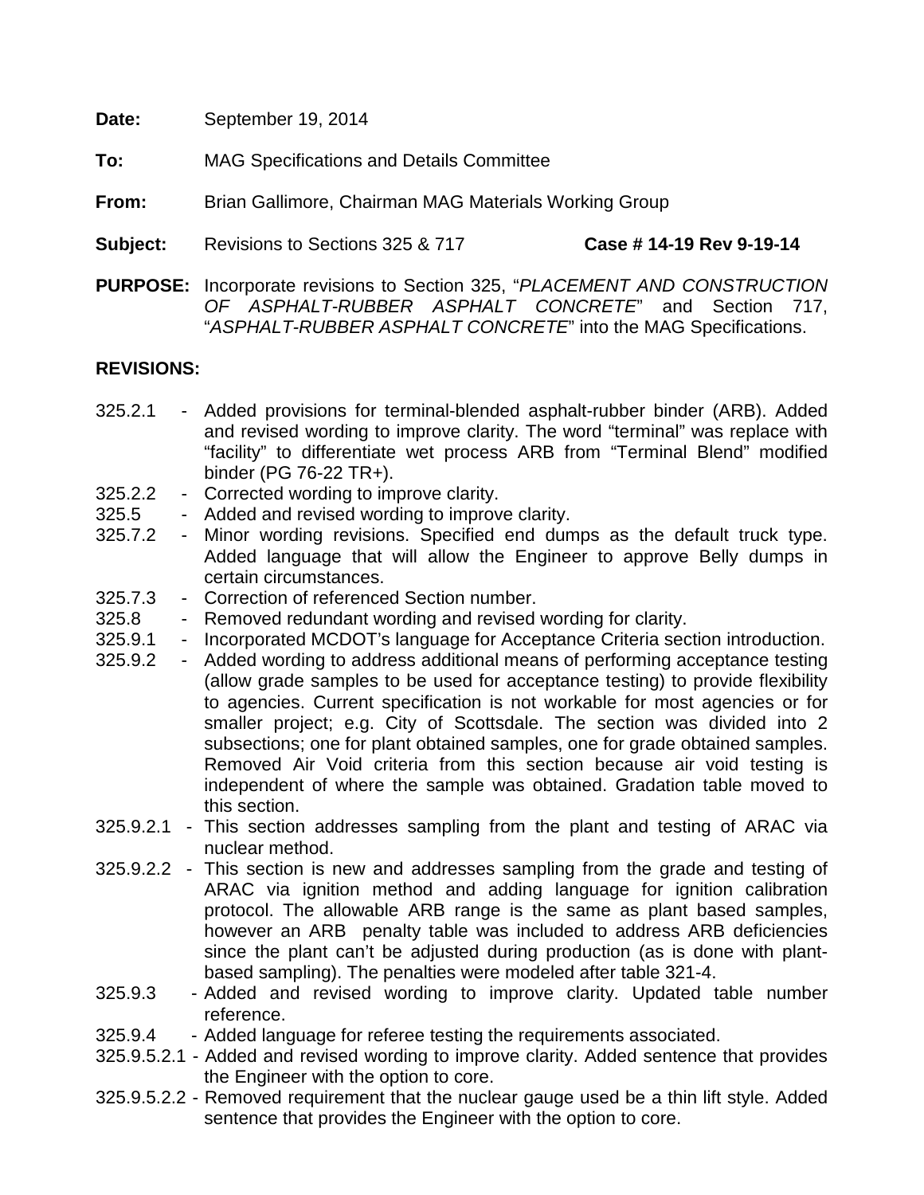**Date:** September 19, 2014

**To:** MAG Specifications and Details Committee

**From:** Brian Gallimore, Chairman MAG Materials Working Group

**Subject:** Revisions to Sections 325 & 717 **Case # 14-19 Rev 9-19-14**

**PURPOSE:** Incorporate revisions to Section 325, "*PLACEMENT AND CONSTRUCTION OF ASPHALT-RUBBER ASPHALT CONCRETE*" and Section 717, "*ASPHALT-RUBBER ASPHALT CONCRETE*" into the MAG Specifications.

**REVISIONS:**

- 325.2.1 - Added provisions for terminal-blended asphalt-rubber binder (ARB). Added and revised wording to improve clarity. The word "terminal" was replace with "facility" to differentiate wet process ARB from "Terminal Blend" modified binder (PG 76-22 TR+).
- 325.2.2 - Corrected wording to improve clarity.
- 325.5 - Added and revised wording to improve clarity.
- 325.7.2 - Minor wording revisions. Specified end dumps as the default truck type. Added language that will allow the Engineer to approve Belly dumps in certain circumstances.
- 325.7.3 - Correction of referenced Section number.
- 325.8 - Removed redundant wording and revised wording for clarity.
- 325.9.1 - Incorporated MCDOT's language for Acceptance Criteria section introduction.
- 325.9.2 - Added wording to address additional means of performing acceptance testing (allow grade samples to be used for acceptance testing) to provide flexibility to agencies. Current specification is not workable for most agencies or for smaller project; e.g. City of Scottsdale. The section was divided into 2 subsections; one for plant obtained samples, one for grade obtained samples. Removed Air Void criteria from this section because air void testing is independent of where the sample was obtained. Gradation table moved to this section.
- 325.9.2.1 - This section addresses sampling from the plant and testing of ARAC via nuclear method.
- 325.9.2.2 - This section is new and addresses sampling from the grade and testing of ARAC via ignition method and adding language for ignition calibration protocol. The allowable ARB range is the same as plant based samples, however an ARB penalty table was included to address ARB deficiencies since the plant can't be adjusted during production (as is done with plant-based sampling). The penalties were modeled after table 321-4.
- 325.9.3 - Added and revised wording to improve clarity. Updated table number reference.
- 325.9.4 - Added language for referee testing the requirements associated.
- 325.9.5.2.1 - Added and revised wording to improve clarity. Added sentence that provides the Engineer with the option to core.
- 325.9.5.2.2 - Removed requirement that the nuclear gauge used be a thin lift style. Added sentence that provides the Engineer with the option to core.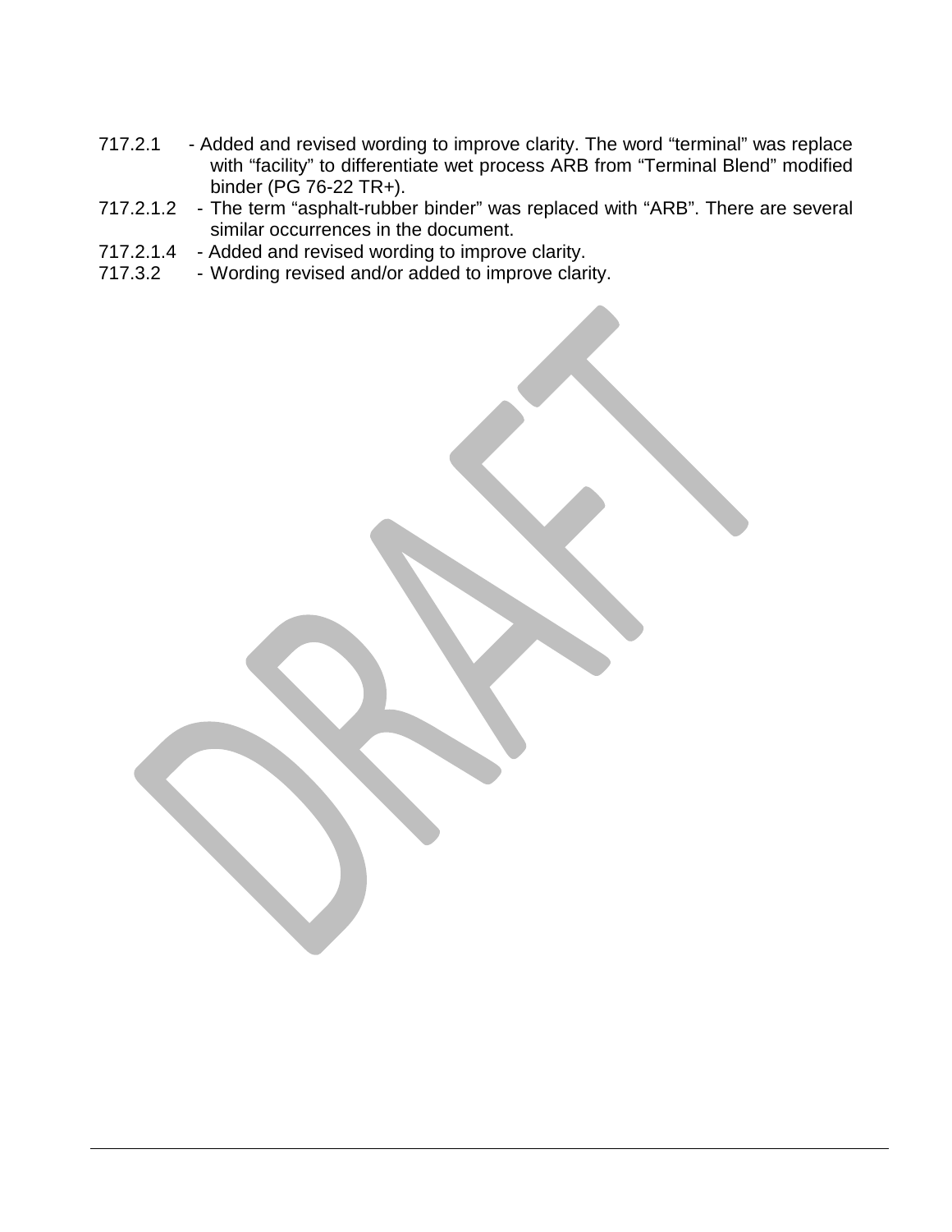717.2.1 - Added and revised wording to improve clarity. The word “terminal” was replace with “facility” to differentiate wet process ARB from “Terminal Blend” modified binder (PG 76-22 TR+).

717.2.1.2 - The term “asphalt-rubber binder” was replaced with “ARB”. There are several similar occurrences in the document.

717.2.1.4 - Added and revised wording to improve clarity.

717.3.2 - Wording revised and/or added to improve clarity.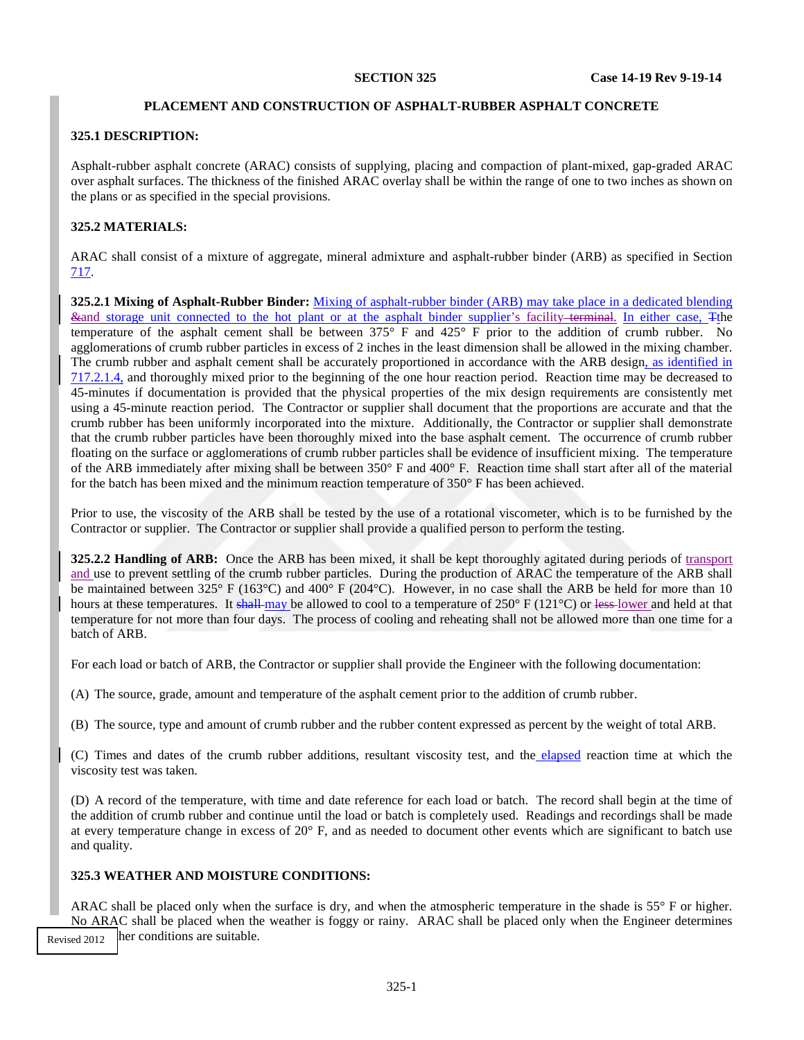**SECTION 325** **Case 14-19 Rev 9-19-14**

# PLACEMENT AND CONSTRUCTION OF ASPHALT-RUBBER ASPHALT CONCRETE

## 325.1 DESCRIPTION:

Asphalt-rubber asphalt concrete (ARAC) consists of supplying, placing and compaction of plant-mixed, gap-graded ARAC over asphalt surfaces. The thickness of the finished ARAC overlay shall be within the range of one to two inches as shown on the plans or as specified in the special provisions.

## 325.2 MATERIALS:

ARAC shall consist of a mixture of aggregate, mineral admixture and asphalt-rubber binder (ARB) as specified in Section 717.

**325.2.1 Mixing of Asphalt-Rubber Binder:** Mixing of asphalt-rubber binder (ARB) may take place in a dedicated blending ~~&~~and storage unit connected to the hot plant or at the asphalt binder supplier's facility ~~terminal~~. In either case, ~~T~~the temperature of the asphalt cement shall be between 375° F and 425° F prior to the addition of crumb rubber. No agglomerations of crumb rubber particles in excess of 2 inches in the least dimension shall be allowed in the mixing chamber. The crumb rubber and asphalt cement shall be accurately proportioned in accordance with the ARB design, as identified in 717.2.1.4, and thoroughly mixed prior to the beginning of the one hour reaction period. Reaction time may be decreased to 45-minutes if documentation is provided that the physical properties of the mix design requirements are consistently met using a 45-minute reaction period. The Contractor or supplier shall document that the proportions are accurate and that the crumb rubber has been uniformly incorporated into the mixture. Additionally, the Contractor or supplier shall demonstrate that the crumb rubber particles have been thoroughly mixed into the base asphalt cement. The occurrence of crumb rubber floating on the surface or agglomerations of crumb rubber particles shall be evidence of insufficient mixing. The temperature of the ARB immediately after mixing shall be between 350° F and 400° F. Reaction time shall start after all of the material for the batch has been mixed and the minimum reaction temperature of 350° F has been achieved.

Prior to use, the viscosity of the ARB shall be tested by the use of a rotational viscometer, which is to be furnished by the Contractor or supplier. The Contractor or supplier shall provide a qualified person to perform the testing.

**325.2.2 Handling of ARB:** Once the ARB has been mixed, it shall be kept thoroughly agitated during periods of transport and use to prevent settling of the crumb rubber particles. During the production of ARAC the temperature of the ARB shall be maintained between 325° F (163°C) and 400° F (204°C). However, in no case shall the ARB be held for more than 10 hours at these temperatures. It ~~shall~~ may be allowed to cool to a temperature of 250° F (121°C) or ~~less~~ lower and held at that temperature for not more than four days. The process of cooling and reheating shall not be allowed more than one time for a batch of ARB.

For each load or batch of ARB, the Contractor or supplier shall provide the Engineer with the following documentation:

(A) The source, grade, amount and temperature of the asphalt cement prior to the addition of crumb rubber.

(B) The source, type and amount of crumb rubber and the rubber content expressed as percent by the weight of total ARB.

(C) Times and dates of the crumb rubber additions, resultant viscosity test, and the elapsed reaction time at which the viscosity test was taken.

(D) A record of the temperature, with time and date reference for each load or batch. The record shall begin at the time of the addition of crumb rubber and continue until the load or batch is completely used. Readings and recordings shall be made at every temperature change in excess of 20° F, and as needed to document other events which are significant to batch use and quality.

## 325.3 WEATHER AND MOISTURE CONDITIONS:

ARAC shall be placed only when the surface is dry, and when the atmospheric temperature in the shade is 55° F or higher. No ARAC shall be placed when the weather is foggy or rainy. ARAC shall be placed only when the Engineer determines [weat]her conditions are suitable.

Revised 2012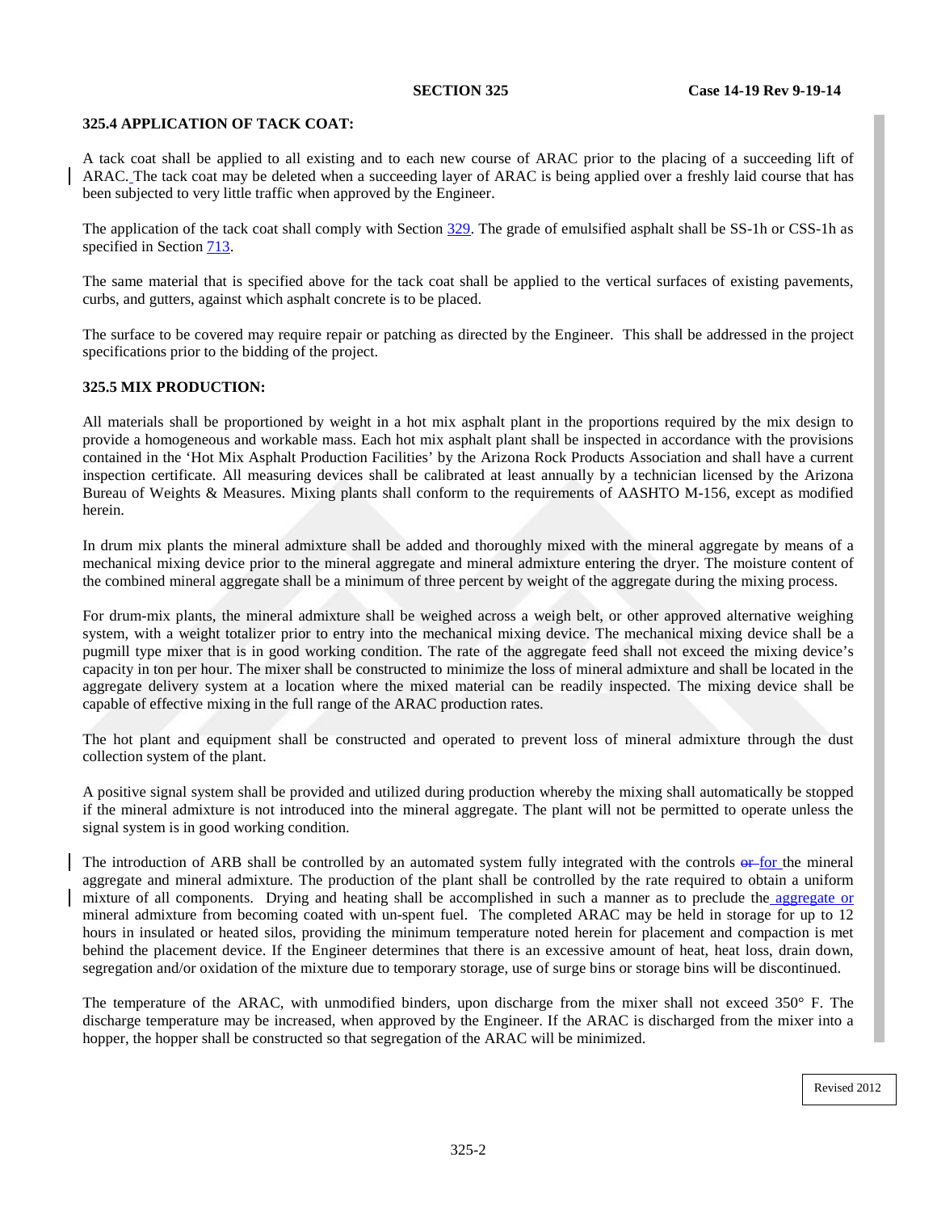## 325.4 APPLICATION OF TACK COAT:

A tack coat shall be applied to all existing and to each new course of ARAC prior to the placing of a succeeding lift of ARAC. The tack coat may be deleted when a succeeding layer of ARAC is being applied over a freshly laid course that has been subjected to very little traffic when approved by the Engineer.

The application of the tack coat shall comply with Section 329. The grade of emulsified asphalt shall be SS-1h or CSS-1h as specified in Section 713.

The same material that is specified above for the tack coat shall be applied to the vertical surfaces of existing pavements, curbs, and gutters, against which asphalt concrete is to be placed.

The surface to be covered may require repair or patching as directed by the Engineer. This shall be addressed in the project specifications prior to the bidding of the project.

## 325.5 MIX PRODUCTION:

All materials shall be proportioned by weight in a hot mix asphalt plant in the proportions required by the mix design to provide a homogeneous and workable mass. Each hot mix asphalt plant shall be inspected in accordance with the provisions contained in the 'Hot Mix Asphalt Production Facilities' by the Arizona Rock Products Association and shall have a current inspection certificate. All measuring devices shall be calibrated at least annually by a technician licensed by the Arizona Bureau of Weights & Measures. Mixing plants shall conform to the requirements of AASHTO M-156, except as modified herein.

In drum mix plants the mineral admixture shall be added and thoroughly mixed with the mineral aggregate by means of a mechanical mixing device prior to the mineral aggregate and mineral admixture entering the dryer. The moisture content of the combined mineral aggregate shall be a minimum of three percent by weight of the aggregate during the mixing process.

For drum-mix plants, the mineral admixture shall be weighed across a weigh belt, or other approved alternative weighing system, with a weight totalizer prior to entry into the mechanical mixing device. The mechanical mixing device shall be a pugmill type mixer that is in good working condition. The rate of the aggregate feed shall not exceed the mixing device's capacity in ton per hour. The mixer shall be constructed to minimize the loss of mineral admixture and shall be located in the aggregate delivery system at a location where the mixed material can be readily inspected. The mixing device shall be capable of effective mixing in the full range of the ARAC production rates.

The hot plant and equipment shall be constructed and operated to prevent loss of mineral admixture through the dust collection system of the plant.

A positive signal system shall be provided and utilized during production whereby the mixing shall automatically be stopped if the mineral admixture is not introduced into the mineral aggregate. The plant will not be permitted to operate unless the signal system is in good working condition.

The introduction of ARB shall be controlled by an automated system fully integrated with the controls ~~or~~ for the mineral aggregate and mineral admixture. The production of the plant shall be controlled by the rate required to obtain a uniform mixture of all components. Drying and heating shall be accomplished in such a manner as to preclude the aggregate or mineral admixture from becoming coated with un-spent fuel. The completed ARAC may be held in storage for up to 12 hours in insulated or heated silos, providing the minimum temperature noted herein for placement and compaction is met behind the placement device. If the Engineer determines that there is an excessive amount of heat, heat loss, drain down, segregation and/or oxidation of the mixture due to temporary storage, use of surge bins or storage bins will be discontinued.

The temperature of the ARAC, with unmodified binders, upon discharge from the mixer shall not exceed 350° F. The discharge temperature may be increased, when approved by the Engineer. If the ARAC is discharged from the mixer into a hopper, the hopper shall be constructed so that segregation of the ARAC will be minimized.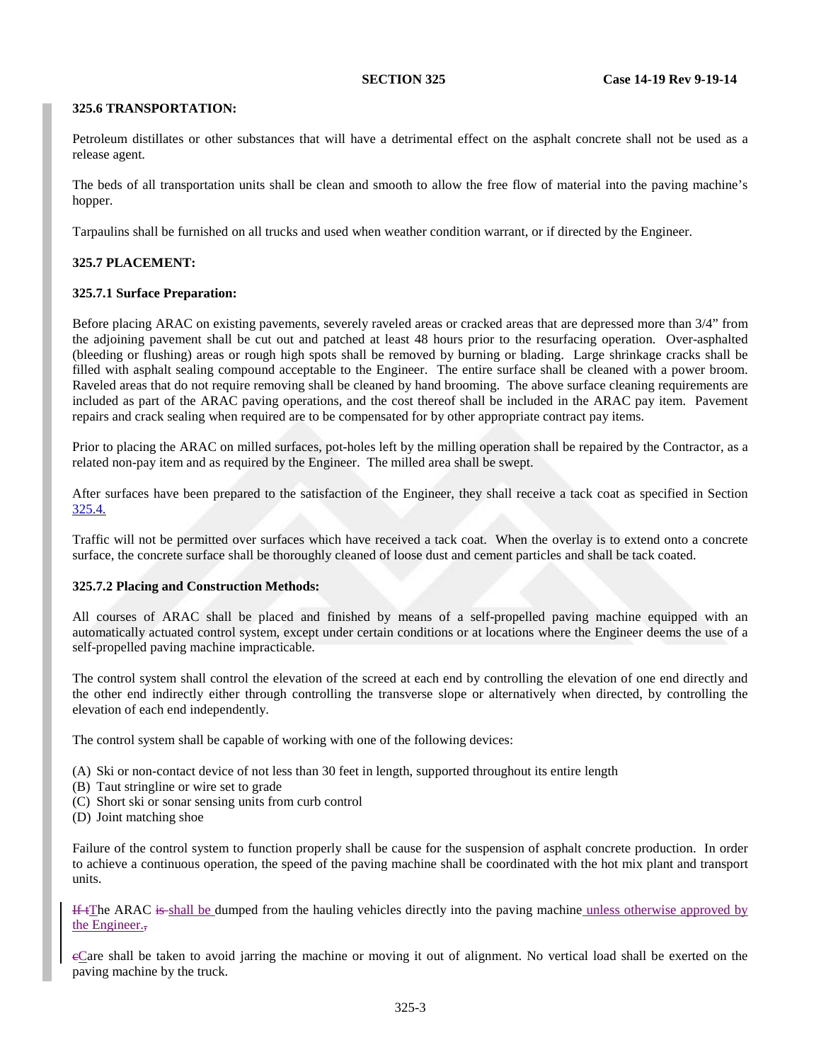### 325.6 TRANSPORTATION:

Petroleum distillates or other substances that will have a detrimental effect on the asphalt concrete shall not be used as a release agent.

The beds of all transportation units shall be clean and smooth to allow the free flow of material into the paving machine's hopper.

Tarpaulins shall be furnished on all trucks and used when weather condition warrant, or if directed by the Engineer.

### 325.7 PLACEMENT:

#### 325.7.1 Surface Preparation:

Before placing ARAC on existing pavements, severely raveled areas or cracked areas that are depressed more than 3/4" from the adjoining pavement shall be cut out and patched at least 48 hours prior to the resurfacing operation. Over-asphalted (bleeding or flushing) areas or rough high spots shall be removed by burning or blading. Large shrinkage cracks shall be filled with asphalt sealing compound acceptable to the Engineer. The entire surface shall be cleaned with a power broom. Raveled areas that do not require removing shall be cleaned by hand brooming. The above surface cleaning requirements are included as part of the ARAC paving operations, and the cost thereof shall be included in the ARAC pay item. Pavement repairs and crack sealing when required are to be compensated for by other appropriate contract pay items.

Prior to placing the ARAC on milled surfaces, pot-holes left by the milling operation shall be repaired by the Contractor, as a related non-pay item and as required by the Engineer. The milled area shall be swept.

After surfaces have been prepared to the satisfaction of the Engineer, they shall receive a tack coat as specified in Section 325.4.

Traffic will not be permitted over surfaces which have received a tack coat. When the overlay is to extend onto a concrete surface, the concrete surface shall be thoroughly cleaned of loose dust and cement particles and shall be tack coated.

#### 325.7.2 Placing and Construction Methods:

All courses of ARAC shall be placed and finished by means of a self-propelled paving machine equipped with an automatically actuated control system, except under certain conditions or at locations where the Engineer deems the use of a self-propelled paving machine impracticable.

The control system shall control the elevation of the screed at each end by controlling the elevation of one end directly and the other end indirectly either through controlling the transverse slope or alternatively when directed, by controlling the elevation of each end independently.

The control system shall be capable of working with one of the following devices:

(A) Ski or non-contact device of not less than 30 feet in length, supported throughout its entire length
(B) Taut stringline or wire set to grade
(C) Short ski or sonar sensing units from curb control
(D) Joint matching shoe

Failure of the control system to function properly shall be cause for the suspension of asphalt concrete production. In order to achieve a continuous operation, the speed of the paving machine shall be coordinated with the hot mix plant and transport units.

~~If t~~The ARAC ~~is~~ shall be dumped from the hauling vehicles directly into the paving machine unless otherwise approved by the Engineer.~~,~~

~~c~~Care shall be taken to avoid jarring the machine or moving it out of alignment. No vertical load shall be exerted on the paving machine by the truck.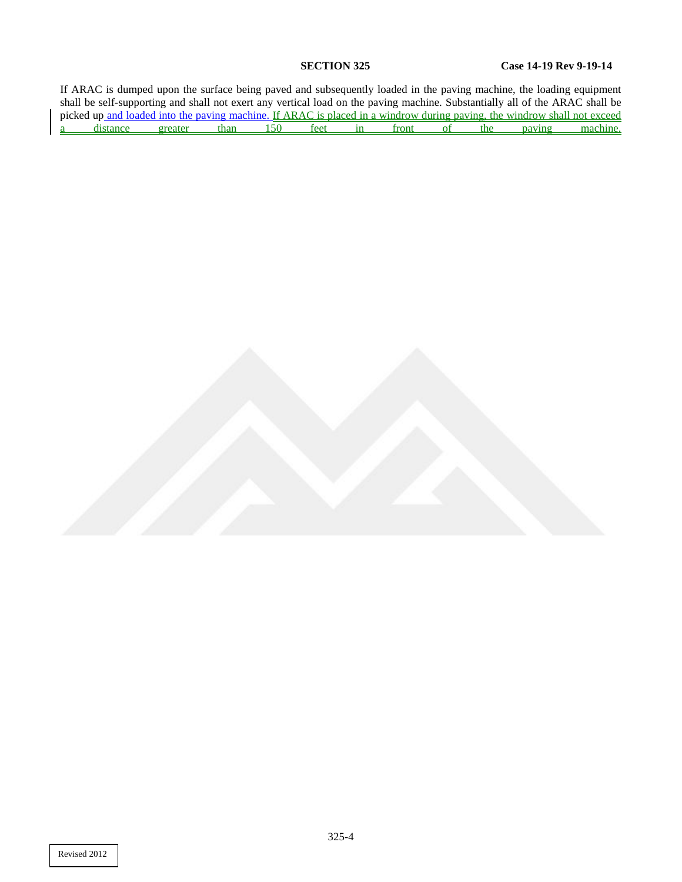If ARAC is dumped upon the surface being paved and subsequently loaded in the paving machine, the loading equipment shall be self-supporting and shall not exert any vertical load on the paving machine. Substantially all of the ARAC shall be picked up and loaded into the paving machine. If ARAC is placed in a windrow during paving, the windrow shall not exceed a distance greater than 150 feet in front of the paving machine.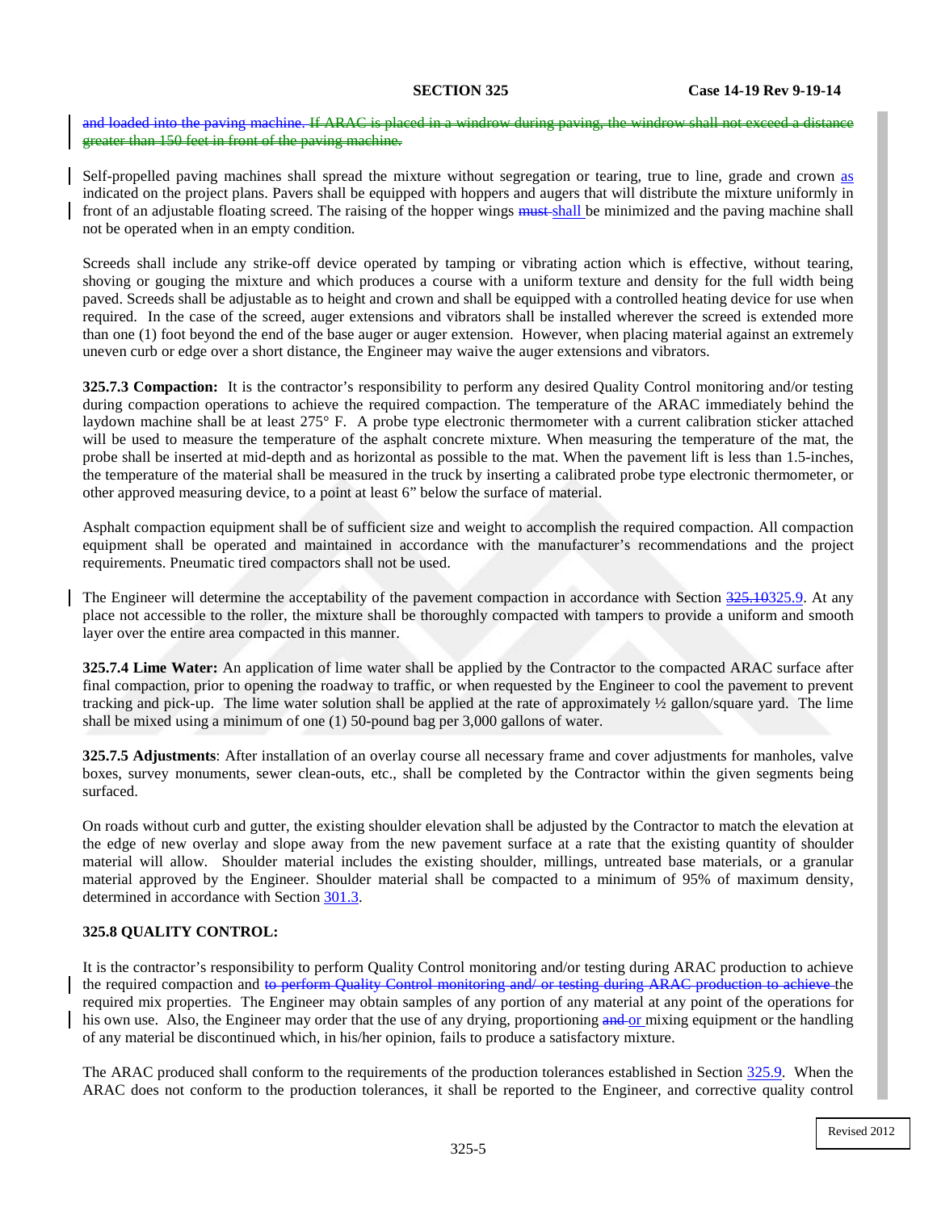~~and loaded into the paving machine. If ARAC is placed in a windrow during paving, the windrow shall not exceed a distance greater than 150 feet in front of the paving machine.~~

Self-propelled paving machines shall spread the mixture without segregation or tearing, true to line, grade and crown as indicated on the project plans. Pavers shall be equipped with hoppers and augers that will distribute the mixture uniformly in front of an adjustable floating screed. The raising of the hopper wings ~~must~~ shall be minimized and the paving machine shall not be operated when in an empty condition.

Screeds shall include any strike-off device operated by tamping or vibrating action which is effective, without tearing, shoving or gouging the mixture and which produces a course with a uniform texture and density for the full width being paved. Screeds shall be adjustable as to height and crown and shall be equipped with a controlled heating device for use when required. In the case of the screed, auger extensions and vibrators shall be installed wherever the screed is extended more than one (1) foot beyond the end of the base auger or auger extension. However, when placing material against an extremely uneven curb or edge over a short distance, the Engineer may waive the auger extensions and vibrators.

**325.7.3 Compaction:** It is the contractor's responsibility to perform any desired Quality Control monitoring and/or testing during compaction operations to achieve the required compaction. The temperature of the ARAC immediately behind the laydown machine shall be at least 275° F. A probe type electronic thermometer with a current calibration sticker attached will be used to measure the temperature of the asphalt concrete mixture. When measuring the temperature of the mat, the probe shall be inserted at mid-depth and as horizontal as possible to the mat. When the pavement lift is less than 1.5-inches, the temperature of the material shall be measured in the truck by inserting a calibrated probe type electronic thermometer, or other approved measuring device, to a point at least 6" below the surface of material.

Asphalt compaction equipment shall be of sufficient size and weight to accomplish the required compaction. All compaction equipment shall be operated and maintained in accordance with the manufacturer's recommendations and the project requirements. Pneumatic tired compactors shall not be used.

The Engineer will determine the acceptability of the pavement compaction in accordance with Section ~~325.10~~325.9. At any place not accessible to the roller, the mixture shall be thoroughly compacted with tampers to provide a uniform and smooth layer over the entire area compacted in this manner.

**325.7.4 Lime Water:** An application of lime water shall be applied by the Contractor to the compacted ARAC surface after final compaction, prior to opening the roadway to traffic, or when requested by the Engineer to cool the pavement to prevent tracking and pick-up. The lime water solution shall be applied at the rate of approximately ½ gallon/square yard. The lime shall be mixed using a minimum of one (1) 50-pound bag per 3,000 gallons of water.

**325.7.5 Adjustments**: After installation of an overlay course all necessary frame and cover adjustments for manholes, valve boxes, survey monuments, sewer clean-outs, etc., shall be completed by the Contractor within the given segments being surfaced.

On roads without curb and gutter, the existing shoulder elevation shall be adjusted by the Contractor to match the elevation at the edge of new overlay and slope away from the new pavement surface at a rate that the existing quantity of shoulder material will allow. Shoulder material includes the existing shoulder, millings, untreated base materials, or a granular material approved by the Engineer. Shoulder material shall be compacted to a minimum of 95% of maximum density, determined in accordance with Section 301.3.

**325.8 QUALITY CONTROL:**

It is the contractor's responsibility to perform Quality Control monitoring and/or testing during ARAC production to achieve the required compaction and ~~to perform Quality Control monitoring and/ or testing during ARAC production to achieve~~ the required mix properties. The Engineer may obtain samples of any portion of any material at any point of the operations for his own use. Also, the Engineer may order that the use of any drying, proportioning ~~and~~ or mixing equipment or the handling of any material be discontinued which, in his/her opinion, fails to produce a satisfactory mixture.

The ARAC produced shall conform to the requirements of the production tolerances established in Section 325.9. When the ARAC does not conform to the production tolerances, it shall be reported to the Engineer, and corrective quality control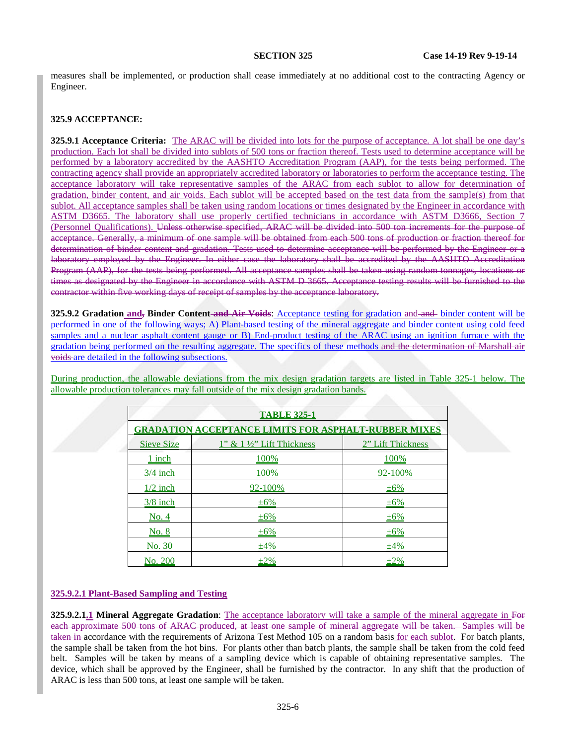measures shall be implemented, or production shall cease immediately at no additional cost to the contracting Agency or Engineer.

**325.9 ACCEPTANCE:**

**325.9.1 Acceptance Criteria:** The ARAC will be divided into lots for the purpose of acceptance. A lot shall be one day's production. Each lot shall be divided into sublots of 500 tons or fraction thereof. Tests used to determine acceptance will be performed by a laboratory accredited by the AASHTO Accreditation Program (AAP), for the tests being performed. The contracting agency shall provide an appropriately accredited laboratory or laboratories to perform the acceptance testing. The acceptance laboratory will take representative samples of the ARAC from each sublot to allow for determination of gradation, binder content, and air voids. Each sublot will be accepted based on the test data from the sample(s) from that sublot. All acceptance samples shall be taken using random locations or times designated by the Engineer in accordance with ASTM D3665. The laboratory shall use properly certified technicians in accordance with ASTM D3666, Section 7 (Personnel Qualifications). ~~Unless otherwise specified, ARAC will be divided into 500 ton increments for the purpose of acceptance. Generally, a minimum of one sample will be obtained from each 500 tons of production or fraction thereof for determination of binder content and gradation. Tests used to determine acceptance will be performed by the Engineer or a laboratory employed by the Engineer. In either case the laboratory shall be accredited by the AASHTO Accreditation Program (AAP), for the tests being performed. All acceptance samples shall be taken using random tonnages, locations or times as designated by the Engineer in accordance with ASTM D 3665. Acceptance testing results will be furnished to the contractor within five working days of receipt of samples by the acceptance laboratory.~~

**325.9.2 Gradation and~~,~~ Binder Content ~~and Air Voids~~**: Acceptance testing for gradation and ~~and~~ binder content will be performed in one of the following ways; A) Plant-based testing of the mineral aggregate and binder content using cold feed samples and a nuclear asphalt content gauge or B) End-product testing of the ARAC using an ignition furnace with the gradation being performed on the resulting aggregate. The specifics of these methods ~~and the determination of Marshall air voids~~ are detailed in the following subsections.

During production, the allowable deviations from the mix design gradation targets are listed in Table 325-1 below. The allowable production tolerances may fall outside of the mix design gradation bands.

**TABLE 325-1**

**GRADATION ACCEPTANCE LIMITS FOR ASPHALT-RUBBER MIXES**

| Sieve Size | 1" & 1 ½" Lift Thickness | 2" Lift Thickness |
|---|---|---|
| 1 inch | 100% | 100% |
| 3/4 inch | 100% | 92-100% |
| 1/2 inch | 92-100% | ±6% |
| 3/8 inch | ±6% | ±6% |
| No. 4 | ±6% | ±6% |
| No. 8 | ±6% | ±6% |
| No. 30 | ±4% | ±4% |
| No. 200 | ±2% | ±2% |

**325.9.2.1 Plant-Based Sampling and Testing**

**325.9.2.1.1 Mineral Aggregate Gradation**: The acceptance laboratory will take a sample of the mineral aggregate in ~~For each approximate 500 tons of ARAC produced, at least one sample of mineral aggregate will be taken. Samples will be taken in~~ accordance with the requirements of Arizona Test Method 105 on a random basis for each sublot. For batch plants, the sample shall be taken from the hot bins. For plants other than batch plants, the sample shall be taken from the cold feed belt. Samples will be taken by means of a sampling device which is capable of obtaining representative samples. The device, which shall be approved by the Engineer, shall be furnished by the contractor. In any shift that the production of ARAC is less than 500 tons, at least one sample will be taken.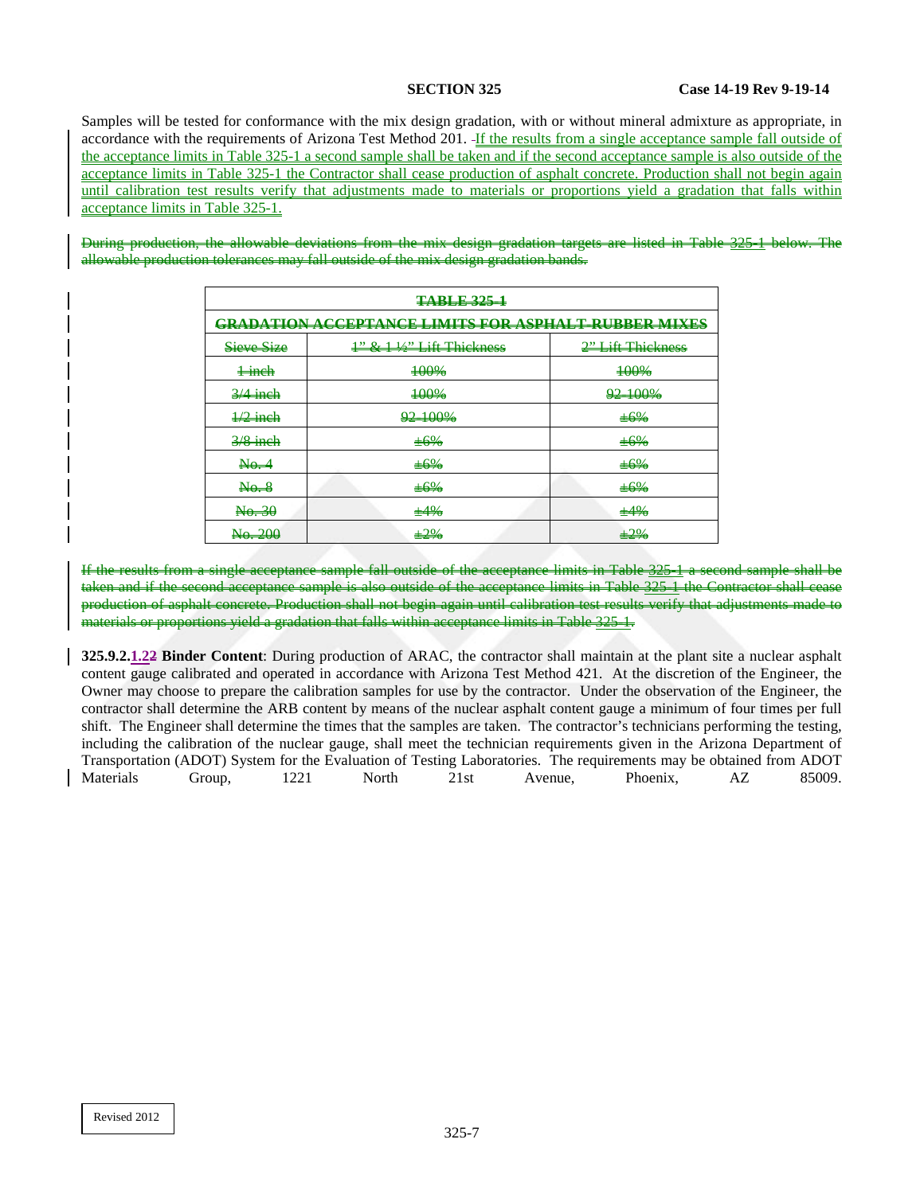Samples will be tested for conformance with the mix design gradation, with or without mineral admixture as appropriate, in accordance with the requirements of Arizona Test Method 201. If the results from a single acceptance sample fall outside of the acceptance limits in Table 325-1 a second sample shall be taken and if the second acceptance sample is also outside of the acceptance limits in Table 325-1 the Contractor shall cease production of asphalt concrete. Production shall not begin again until calibration test results verify that adjustments made to materials or proportions yield a gradation that falls within acceptance limits in Table 325-1.

~~During production, the allowable deviations from the mix design gradation targets are listed in Table 325-1 below. The allowable production tolerances may fall outside of the mix design gradation bands.~~

| ~~TABLE 325-1~~ | | |
|---|---|---|
| ~~GRADATION ACCEPTANCE LIMITS FOR ASPHALT-RUBBER MIXES~~ | | |
| ~~Sieve Size~~ | ~~1" & 1 ½" Lift Thickness~~ | ~~2" Lift Thickness~~ |
| ~~1 inch~~ | ~~100%~~ | ~~100%~~ |
| ~~3/4 inch~~ | ~~100%~~ | ~~92-100%~~ |
| ~~1/2 inch~~ | ~~92-100%~~ | ~~±6%~~ |
| ~~3/8 inch~~ | ~~±6%~~ | ~~±6%~~ |
| ~~No. 4~~ | ~~±6%~~ | ~~±6%~~ |
| ~~No. 8~~ | ~~±6%~~ | ~~±6%~~ |
| ~~No. 30~~ | ~~±4%~~ | ~~±4%~~ |
| ~~No. 200~~ | ~~±2%~~ | ~~±2%~~ |

~~If the results from a single acceptance sample fall outside of the acceptance limits in Table 325-1 a second sample shall be taken and if the second acceptance sample is also outside of the acceptance limits in Table 325-1 the Contractor shall cease production of asphalt concrete. Production shall not begin again until calibration test results verify that adjustments made to materials or proportions yield a gradation that falls within acceptance limits in Table 325-1.~~

**325.9.2.1.2~~2~~ Binder Content**: During production of ARAC, the contractor shall maintain at the plant site a nuclear asphalt content gauge calibrated and operated in accordance with Arizona Test Method 421. At the discretion of the Engineer, the Owner may choose to prepare the calibration samples for use by the contractor. Under the observation of the Engineer, the contractor shall determine the ARB content by means of the nuclear asphalt content gauge a minimum of four times per full shift. The Engineer shall determine the times that the samples are taken. The contractor's technicians performing the testing, including the calibration of the nuclear gauge, shall meet the technician requirements given in the Arizona Department of Transportation (ADOT) System for the Evaluation of Testing Laboratories. The requirements may be obtained from ADOT Materials Group, 1221 North 21st Avenue, Phoenix, AZ 85009.

Revised 2012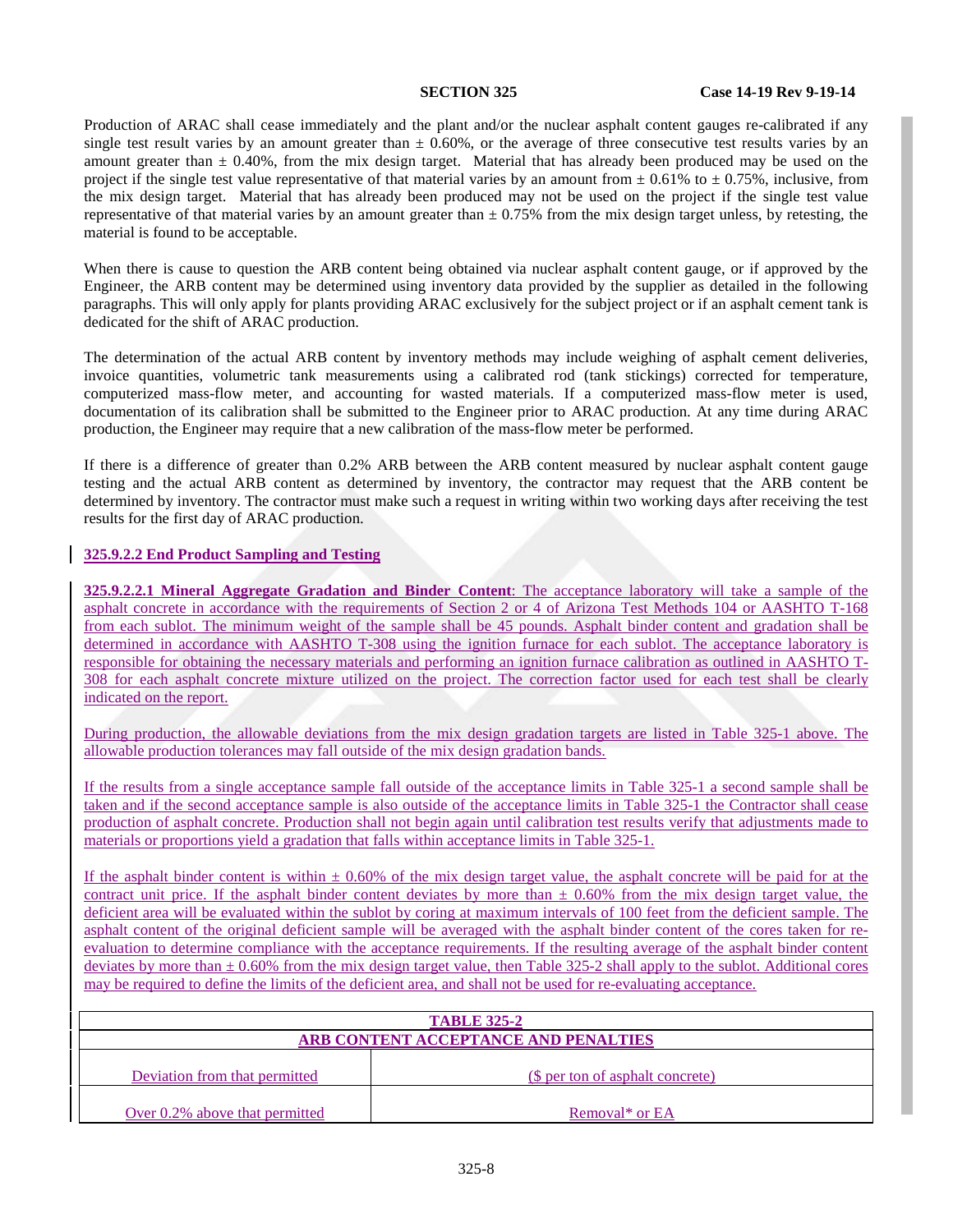Production of ARAC shall cease immediately and the plant and/or the nuclear asphalt content gauges re-calibrated if any single test result varies by an amount greater than ± 0.60%, or the average of three consecutive test results varies by an amount greater than ± 0.40%, from the mix design target. Material that has already been produced may be used on the project if the single test value representative of that material varies by an amount from ± 0.61% to ± 0.75%, inclusive, from the mix design target. Material that has already been produced may not be used on the project if the single test value representative of that material varies by an amount greater than ± 0.75% from the mix design target unless, by retesting, the material is found to be acceptable.

When there is cause to question the ARB content being obtained via nuclear asphalt content gauge, or if approved by the Engineer, the ARB content may be determined using inventory data provided by the supplier as detailed in the following paragraphs. This will only apply for plants providing ARAC exclusively for the subject project or if an asphalt cement tank is dedicated for the shift of ARAC production.

The determination of the actual ARB content by inventory methods may include weighing of asphalt cement deliveries, invoice quantities, volumetric tank measurements using a calibrated rod (tank stickings) corrected for temperature, computerized mass-flow meter, and accounting for wasted materials. If a computerized mass-flow meter is used, documentation of its calibration shall be submitted to the Engineer prior to ARAC production. At any time during ARAC production, the Engineer may require that a new calibration of the mass-flow meter be performed.

If there is a difference of greater than 0.2% ARB between the ARB content measured by nuclear asphalt content gauge testing and the actual ARB content as determined by inventory, the contractor may request that the ARB content be determined by inventory. The contractor must make such a request in writing within two working days after receiving the test results for the first day of ARAC production.

### 325.9.2.2 End Product Sampling and Testing

**325.9.2.2.1 Mineral Aggregate Gradation and Binder Content**: The acceptance laboratory will take a sample of the asphalt concrete in accordance with the requirements of Section 2 or 4 of Arizona Test Methods 104 or AASHTO T-168 from each sublot. The minimum weight of the sample shall be 45 pounds. Asphalt binder content and gradation shall be determined in accordance with AASHTO T-308 using the ignition furnace for each sublot. The acceptance laboratory is responsible for obtaining the necessary materials and performing an ignition furnace calibration as outlined in AASHTO T-308 for each asphalt concrete mixture utilized on the project. The correction factor used for each test shall be clearly indicated on the report.

During production, the allowable deviations from the mix design gradation targets are listed in Table 325-1 above. The allowable production tolerances may fall outside of the mix design gradation bands.

If the results from a single acceptance sample fall outside of the acceptance limits in Table 325-1 a second sample shall be taken and if the second acceptance sample is also outside of the acceptance limits in Table 325-1 the Contractor shall cease production of asphalt concrete. Production shall not begin again until calibration test results verify that adjustments made to materials or proportions yield a gradation that falls within acceptance limits in Table 325-1.

If the asphalt binder content is within ± 0.60% of the mix design target value, the asphalt concrete will be paid for at the contract unit price. If the asphalt binder content deviates by more than ± 0.60% from the mix design target value, the deficient area will be evaluated within the sublot by coring at maximum intervals of 100 feet from the deficient sample. The asphalt content of the original deficient sample will be averaged with the asphalt binder content of the cores taken for re-evaluation to determine compliance with the acceptance requirements. If the resulting average of the asphalt binder content deviates by more than ± 0.60% from the mix design target value, then Table 325-2 shall apply to the sublot. Additional cores may be required to define the limits of the deficient area, and shall not be used for re-evaluating acceptance.

| TABLE 325-2<br>ARB CONTENT ACCEPTANCE AND PENALTIES | |
|---|---|
| Deviation from that permitted | ($ per ton of asphalt concrete) |
| Over 0.2% above that permitted | Removal* or EA |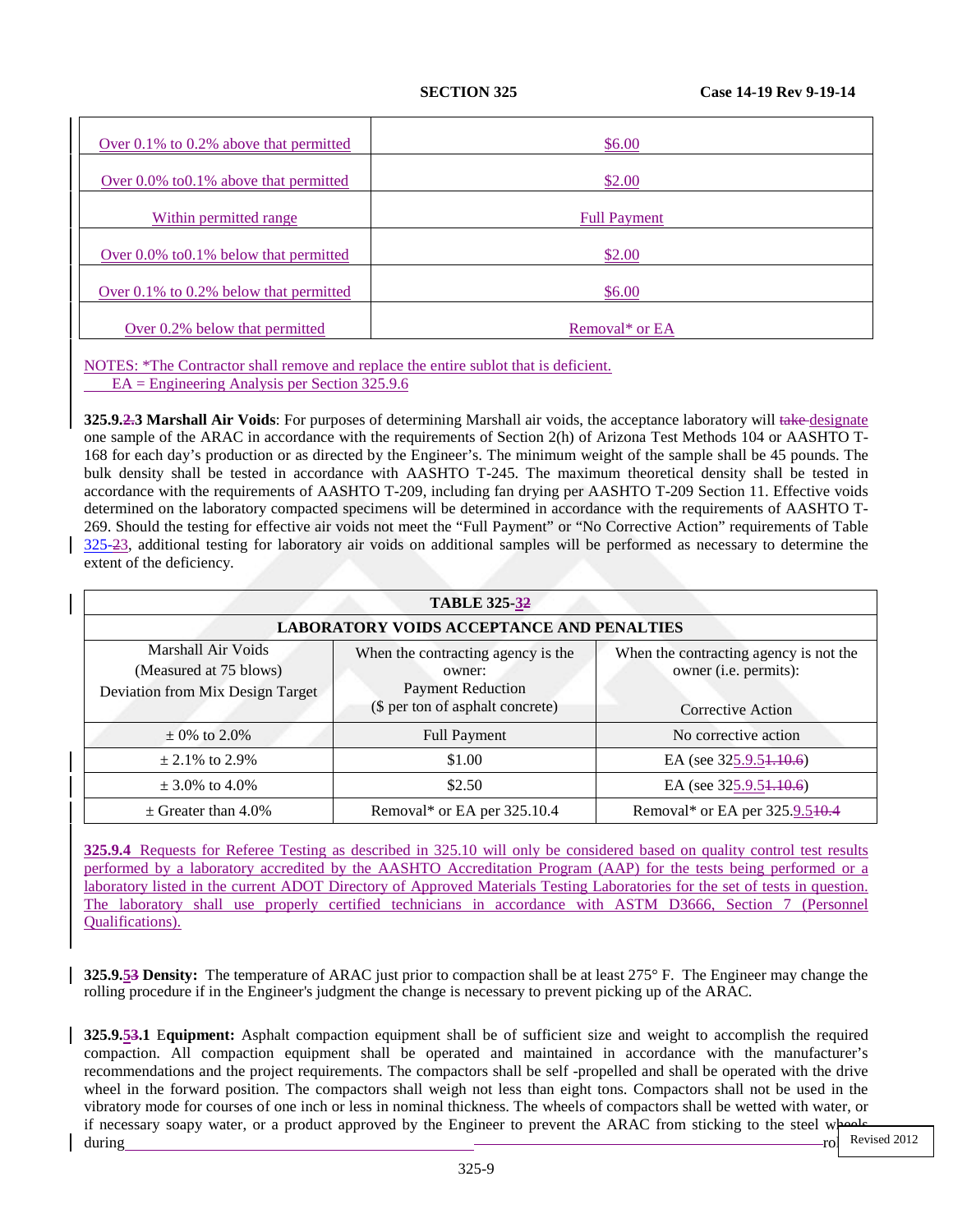| | |
|---|---|
| Over 0.1% to 0.2% above that permitted | $6.00 |
| Over 0.0% to0.1% above that permitted | $2.00 |
| Within permitted range | Full Payment |
| Over 0.0% to0.1% below that permitted | $2.00 |
| Over 0.1% to 0.2% below that permitted | $6.00 |
| Over 0.2% below that permitted | Removal* or EA |

NOTES: *The Contractor shall remove and replace the entire sublot that is deficient.
EA = Engineering Analysis per Section 325.9.6

**325.9.2.3 Marshall Air Voids**: For purposes of determining Marshall air voids, the acceptance laboratory will take designate one sample of the ARAC in accordance with the requirements of Section 2(h) of Arizona Test Methods 104 or AASHTO T-168 for each day's production or as directed by the Engineer's. The minimum weight of the sample shall be 45 pounds. The bulk density shall be tested in accordance with AASHTO T-245. The maximum theoretical density shall be tested in accordance with the requirements of AASHTO T-209, including fan drying per AASHTO T-209 Section 11. Effective voids determined on the laboratory compacted specimens will be determined in accordance with the requirements of AASHTO T-269. Should the testing for effective air voids not meet the "Full Payment" or "No Corrective Action" requirements of Table 325-23, additional testing for laboratory air voids on additional samples will be performed as necessary to determine the extent of the deficiency.

**TABLE 325-32**

**LABORATORY VOIDS ACCEPTANCE AND PENALTIES**

| Marshall Air Voids (Measured at 75 blows) Deviation from Mix Design Target | When the contracting agency is the owner: Payment Reduction ($ per ton of asphalt concrete) | When the contracting agency is not the owner (i.e. permits): Corrective Action |
|---|---|---|
| ± 0% to 2.0% | Full Payment | No corrective action |
| ± 2.1% to 2.9% | $1.00 | EA (see 325.9.51.10.6) |
| ± 3.0% to 4.0% | $2.50 | EA (see 325.9.51.10.6) |
| ± Greater than 4.0% | Removal* or EA per 325.10.4 | Removal* or EA per 325.9.510.4 |

**325.9.4** Requests for Referee Testing as described in 325.10 will only be considered based on quality control test results performed by a laboratory accredited by the AASHTO Accreditation Program (AAP) for the tests being performed or a laboratory listed in the current ADOT Directory of Approved Materials Testing Laboratories for the set of tests in question. The laboratory shall use properly certified technicians in accordance with ASTM D3666, Section 7 (Personnel Qualifications).

**325.9.53 Density:** The temperature of ARAC just prior to compaction shall be at least 275° F. The Engineer may change the rolling procedure if in the Engineer's judgment the change is necessary to prevent picking up of the ARAC.

**325.9.53.1 Equipment:** Asphalt compaction equipment shall be of sufficient size and weight to accomplish the required compaction. All compaction equipment shall be operated and maintained in accordance with the manufacturer's recommendations and the project requirements. The compactors shall be self -propelled and shall be operated with the drive wheel in the forward position. The compactors shall weigh not less than eight tons. Compactors shall not be used in the vibratory mode for courses of one inch or less in nominal thickness. The wheels of compactors shall be wetted with water, or if necessary soapy water, or a product approved by the Engineer to prevent the ARAC from sticking to the steel wheels during ro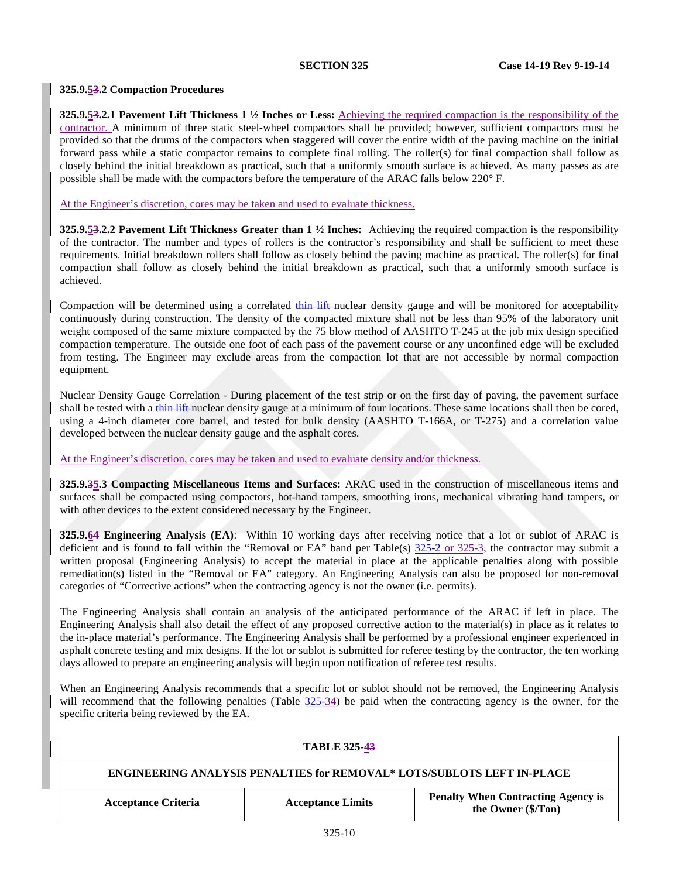#### 325.9.53.2 Compaction Procedures

**325.9.53.2.1 Pavement Lift Thickness 1 ½ Inches or Less:** Achieving the required compaction is the responsibility of the contractor. A minimum of three static steel-wheel compactors shall be provided; however, sufficient compactors must be provided so that the drums of the compactors when staggered will cover the entire width of the paving machine on the initial forward pass while a static compactor remains to complete final rolling. The roller(s) for final compaction shall follow as closely behind the initial breakdown as practical, such that a uniformly smooth surface is achieved. As many passes as are possible shall be made with the compactors before the temperature of the ARAC falls below 220° F.

At the Engineer's discretion, cores may be taken and used to evaluate thickness.

**325.9.53.2.2 Pavement Lift Thickness Greater than 1 ½ Inches:** Achieving the required compaction is the responsibility of the contractor. The number and types of rollers is the contractor's responsibility and shall be sufficient to meet these requirements. Initial breakdown rollers shall follow as closely behind the paving machine as practical. The roller(s) for final compaction shall follow as closely behind the initial breakdown as practical, such that a uniformly smooth surface is achieved.

Compaction will be determined using a correlated thin lift nuclear density gauge and will be monitored for acceptability continuously during construction. The density of the compacted mixture shall not be less than 95% of the laboratory unit weight composed of the same mixture compacted by the 75 blow method of AASHTO T-245 at the job mix design specified compaction temperature. The outside one foot of each pass of the pavement course or any unconfined edge will be excluded from testing. The Engineer may exclude areas from the compaction lot that are not accessible by normal compaction equipment.

Nuclear Density Gauge Correlation - During placement of the test strip or on the first day of paving, the pavement surface shall be tested with a thin lift nuclear density gauge at a minimum of four locations. These same locations shall then be cored, using a 4-inch diameter core barrel, and tested for bulk density (AASHTO T-166A, or T-275) and a correlation value developed between the nuclear density gauge and the asphalt cores.

At the Engineer's discretion, cores may be taken and used to evaluate density and/or thickness.

**325.9.35.3 Compacting Miscellaneous Items and Surfaces:** ARAC used in the construction of miscellaneous items and surfaces shall be compacted using compactors, hot-hand tampers, smoothing irons, mechanical vibrating hand tampers, or with other devices to the extent considered necessary by the Engineer.

**325.9.64 Engineering Analysis (EA)**: Within 10 working days after receiving notice that a lot or sublot of ARAC is deficient and is found to fall within the "Removal or EA" band per Table(s) 325-2 or 325-3, the contractor may submit a written proposal (Engineering Analysis) to accept the material in place at the applicable penalties along with possible remediation(s) listed in the "Removal or EA" category. An Engineering Analysis can also be proposed for non-removal categories of "Corrective actions" when the contracting agency is not the owner (i.e. permits).

The Engineering Analysis shall contain an analysis of the anticipated performance of the ARAC if left in place. The Engineering Analysis shall also detail the effect of any proposed corrective action to the material(s) in place as it relates to the in-place material's performance. The Engineering Analysis shall be performed by a professional engineer experienced in asphalt concrete testing and mix designs. If the lot or sublot is submitted for referee testing by the contractor, the ten working days allowed to prepare an engineering analysis will begin upon notification of referee test results.

When an Engineering Analysis recommends that a specific lot or sublot should not be removed, the Engineering Analysis will recommend that the following penalties (Table 325-34) be paid when the contracting agency is the owner, for the specific criteria being reviewed by the EA.

| TABLE 325-43 | | |
|---|---|---|
| **ENGINEERING ANALYSIS PENALTIES for REMOVAL\* LOTS/SUBLOTS LEFT IN-PLACE** | | |
| **Acceptance Criteria** | **Acceptance Limits** | **Penalty When Contracting Agency is the Owner ($/Ton)** |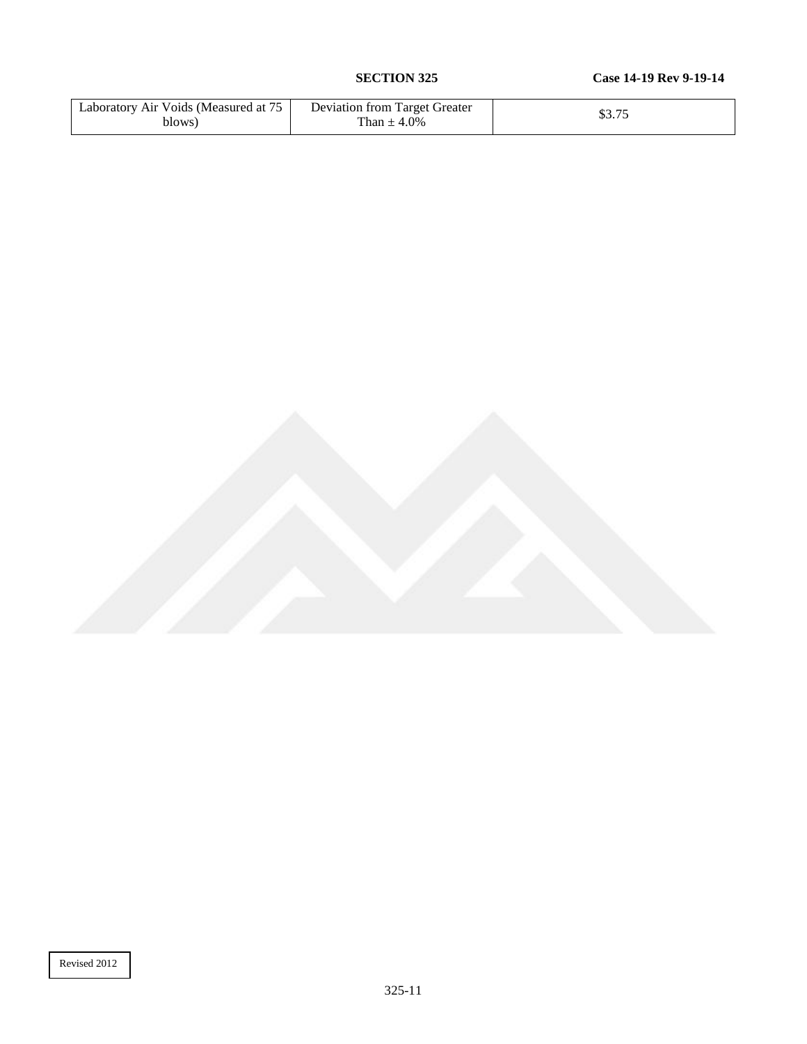| Laboratory Air Voids (Measured at 75 blows) | Deviation from Target Greater Than ± 4.0% | $3.75 |
|---|---|---|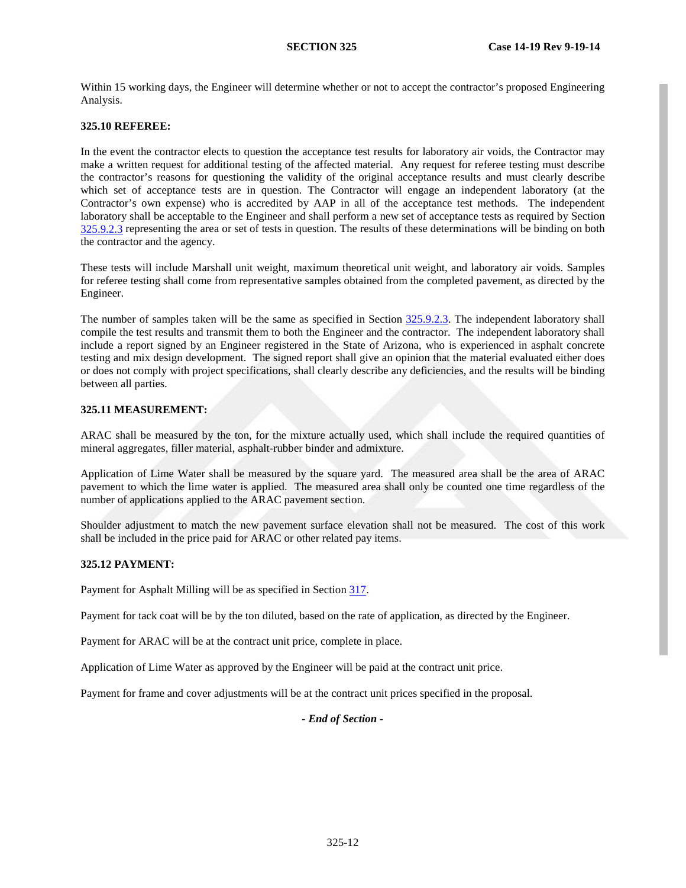Within 15 working days, the Engineer will determine whether or not to accept the contractor's proposed Engineering Analysis.

**325.10 REFEREE:**

In the event the contractor elects to question the acceptance test results for laboratory air voids, the Contractor may make a written request for additional testing of the affected material. Any request for referee testing must describe the contractor's reasons for questioning the validity of the original acceptance results and must clearly describe which set of acceptance tests are in question. The Contractor will engage an independent laboratory (at the Contractor's own expense) who is accredited by AAP in all of the acceptance test methods. The independent laboratory shall be acceptable to the Engineer and shall perform a new set of acceptance tests as required by Section 325.9.2.3 representing the area or set of tests in question. The results of these determinations will be binding on both the contractor and the agency.

These tests will include Marshall unit weight, maximum theoretical unit weight, and laboratory air voids. Samples for referee testing shall come from representative samples obtained from the completed pavement, as directed by the Engineer.

The number of samples taken will be the same as specified in Section 325.9.2.3. The independent laboratory shall compile the test results and transmit them to both the Engineer and the contractor. The independent laboratory shall include a report signed by an Engineer registered in the State of Arizona, who is experienced in asphalt concrete testing and mix design development. The signed report shall give an opinion that the material evaluated either does or does not comply with project specifications, shall clearly describe any deficiencies, and the results will be binding between all parties.

**325.11 MEASUREMENT:**

ARAC shall be measured by the ton, for the mixture actually used, which shall include the required quantities of mineral aggregates, filler material, asphalt-rubber binder and admixture.

Application of Lime Water shall be measured by the square yard. The measured area shall be the area of ARAC pavement to which the lime water is applied. The measured area shall only be counted one time regardless of the number of applications applied to the ARAC pavement section.

Shoulder adjustment to match the new pavement surface elevation shall not be measured. The cost of this work shall be included in the price paid for ARAC or other related pay items.

**325.12 PAYMENT:**

Payment for Asphalt Milling will be as specified in Section 317.

Payment for tack coat will be by the ton diluted, based on the rate of application, as directed by the Engineer.

Payment for ARAC will be at the contract unit price, complete in place.

Application of Lime Water as approved by the Engineer will be paid at the contract unit price.

Payment for frame and cover adjustments will be at the contract unit prices specified in the proposal.

***- End of Section -***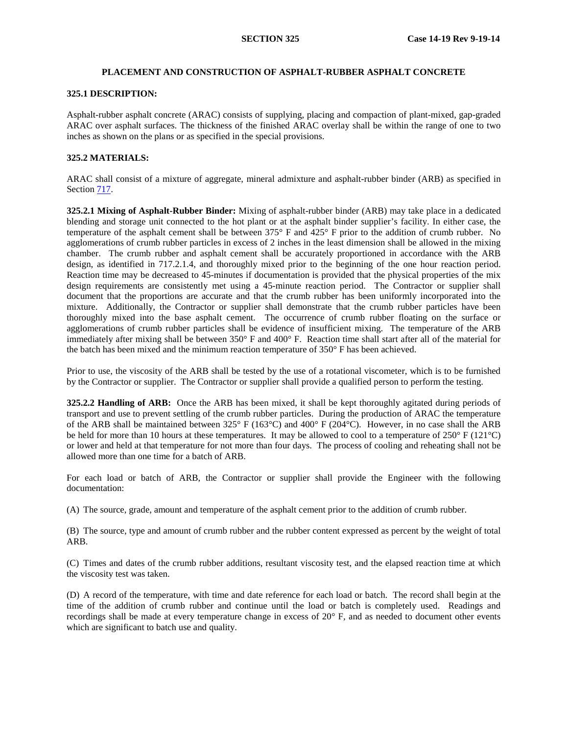# PLACEMENT AND CONSTRUCTION OF ASPHALT-RUBBER ASPHALT CONCRETE

## 325.1 DESCRIPTION:

Asphalt-rubber asphalt concrete (ARAC) consists of supplying, placing and compaction of plant-mixed, gap-graded ARAC over asphalt surfaces. The thickness of the finished ARAC overlay shall be within the range of one to two inches as shown on the plans or as specified in the special provisions.

## 325.2 MATERIALS:

ARAC shall consist of a mixture of aggregate, mineral admixture and asphalt-rubber binder (ARB) as specified in Section 717.

**325.2.1 Mixing of Asphalt-Rubber Binder:** Mixing of asphalt-rubber binder (ARB) may take place in a dedicated blending and storage unit connected to the hot plant or at the asphalt binder supplier's facility. In either case, the temperature of the asphalt cement shall be between 375° F and 425° F prior to the addition of crumb rubber. No agglomerations of crumb rubber particles in excess of 2 inches in the least dimension shall be allowed in the mixing chamber. The crumb rubber and asphalt cement shall be accurately proportioned in accordance with the ARB design, as identified in 717.2.1.4, and thoroughly mixed prior to the beginning of the one hour reaction period. Reaction time may be decreased to 45-minutes if documentation is provided that the physical properties of the mix design requirements are consistently met using a 45-minute reaction period. The Contractor or supplier shall document that the proportions are accurate and that the crumb rubber has been uniformly incorporated into the mixture. Additionally, the Contractor or supplier shall demonstrate that the crumb rubber particles have been thoroughly mixed into the base asphalt cement. The occurrence of crumb rubber floating on the surface or agglomerations of crumb rubber particles shall be evidence of insufficient mixing. The temperature of the ARB immediately after mixing shall be between 350° F and 400° F. Reaction time shall start after all of the material for the batch has been mixed and the minimum reaction temperature of 350° F has been achieved.

Prior to use, the viscosity of the ARB shall be tested by the use of a rotational viscometer, which is to be furnished by the Contractor or supplier. The Contractor or supplier shall provide a qualified person to perform the testing.

**325.2.2 Handling of ARB:** Once the ARB has been mixed, it shall be kept thoroughly agitated during periods of transport and use to prevent settling of the crumb rubber particles. During the production of ARAC the temperature of the ARB shall be maintained between 325° F (163°C) and 400° F (204°C). However, in no case shall the ARB be held for more than 10 hours at these temperatures. It may be allowed to cool to a temperature of 250° F (121°C) or lower and held at that temperature for not more than four days. The process of cooling and reheating shall not be allowed more than one time for a batch of ARB.

For each load or batch of ARB, the Contractor or supplier shall provide the Engineer with the following documentation:

(A) The source, grade, amount and temperature of the asphalt cement prior to the addition of crumb rubber.

(B) The source, type and amount of crumb rubber and the rubber content expressed as percent by the weight of total ARB.

(C) Times and dates of the crumb rubber additions, resultant viscosity test, and the elapsed reaction time at which the viscosity test was taken.

(D) A record of the temperature, with time and date reference for each load or batch. The record shall begin at the time of the addition of crumb rubber and continue until the load or batch is completely used. Readings and recordings shall be made at every temperature change in excess of 20° F, and as needed to document other events which are significant to batch use and quality.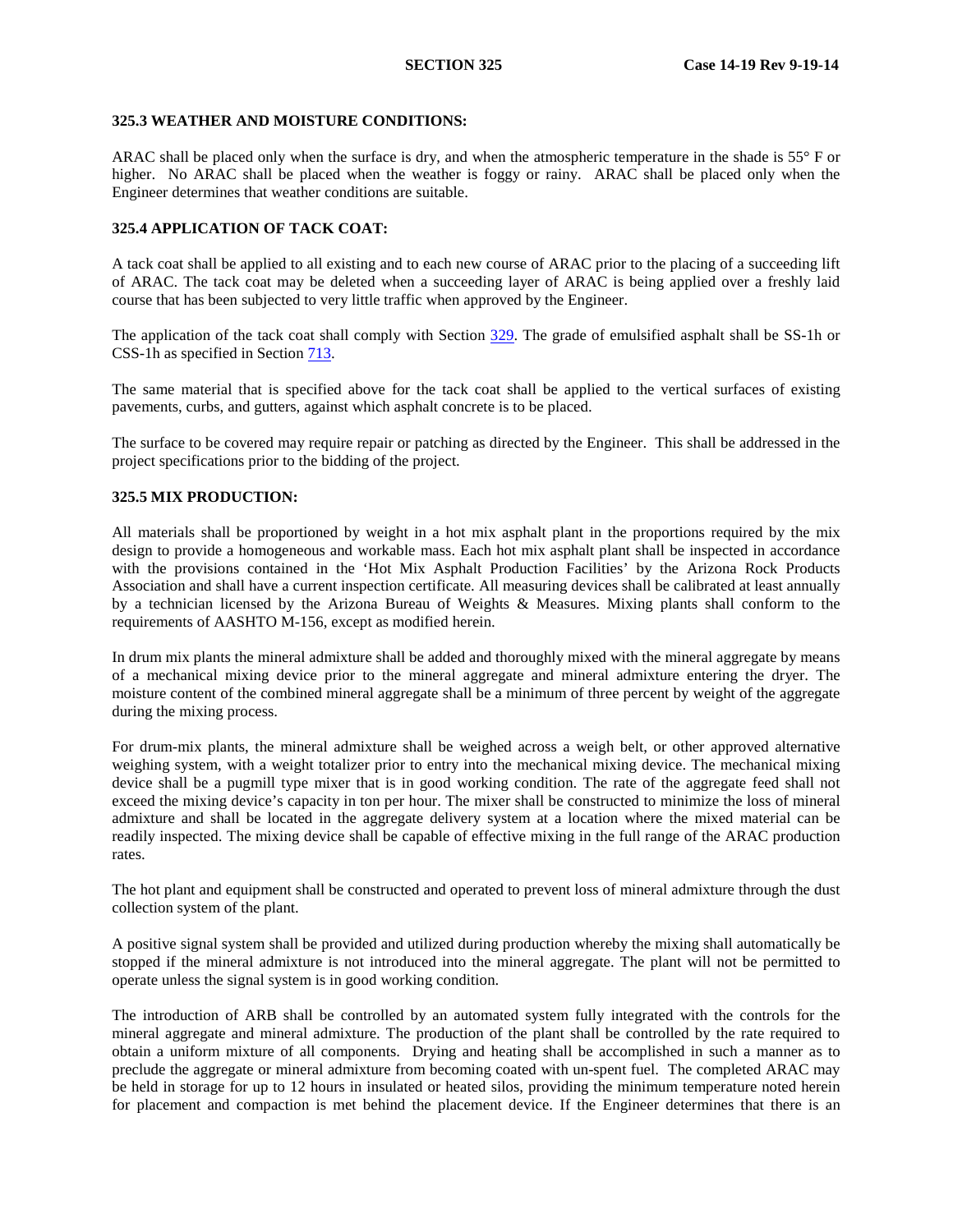### 325.3 WEATHER AND MOISTURE CONDITIONS:

ARAC shall be placed only when the surface is dry, and when the atmospheric temperature in the shade is 55° F or higher. No ARAC shall be placed when the weather is foggy or rainy. ARAC shall be placed only when the Engineer determines that weather conditions are suitable.

### 325.4 APPLICATION OF TACK COAT:

A tack coat shall be applied to all existing and to each new course of ARAC prior to the placing of a succeeding lift of ARAC. The tack coat may be deleted when a succeeding layer of ARAC is being applied over a freshly laid course that has been subjected to very little traffic when approved by the Engineer.

The application of the tack coat shall comply with Section 329. The grade of emulsified asphalt shall be SS-1h or CSS-1h as specified in Section 713.

The same material that is specified above for the tack coat shall be applied to the vertical surfaces of existing pavements, curbs, and gutters, against which asphalt concrete is to be placed.

The surface to be covered may require repair or patching as directed by the Engineer. This shall be addressed in the project specifications prior to the bidding of the project.

### 325.5 MIX PRODUCTION:

All materials shall be proportioned by weight in a hot mix asphalt plant in the proportions required by the mix design to provide a homogeneous and workable mass. Each hot mix asphalt plant shall be inspected in accordance with the provisions contained in the 'Hot Mix Asphalt Production Facilities' by the Arizona Rock Products Association and shall have a current inspection certificate. All measuring devices shall be calibrated at least annually by a technician licensed by the Arizona Bureau of Weights & Measures. Mixing plants shall conform to the requirements of AASHTO M-156, except as modified herein.

In drum mix plants the mineral admixture shall be added and thoroughly mixed with the mineral aggregate by means of a mechanical mixing device prior to the mineral aggregate and mineral admixture entering the dryer. The moisture content of the combined mineral aggregate shall be a minimum of three percent by weight of the aggregate during the mixing process.

For drum-mix plants, the mineral admixture shall be weighed across a weigh belt, or other approved alternative weighing system, with a weight totalizer prior to entry into the mechanical mixing device. The mechanical mixing device shall be a pugmill type mixer that is in good working condition. The rate of the aggregate feed shall not exceed the mixing device's capacity in ton per hour. The mixer shall be constructed to minimize the loss of mineral admixture and shall be located in the aggregate delivery system at a location where the mixed material can be readily inspected. The mixing device shall be capable of effective mixing in the full range of the ARAC production rates.

The hot plant and equipment shall be constructed and operated to prevent loss of mineral admixture through the dust collection system of the plant.

A positive signal system shall be provided and utilized during production whereby the mixing shall automatically be stopped if the mineral admixture is not introduced into the mineral aggregate. The plant will not be permitted to operate unless the signal system is in good working condition.

The introduction of ARB shall be controlled by an automated system fully integrated with the controls for the mineral aggregate and mineral admixture. The production of the plant shall be controlled by the rate required to obtain a uniform mixture of all components. Drying and heating shall be accomplished in such a manner as to preclude the aggregate or mineral admixture from becoming coated with un-spent fuel. The completed ARAC may be held in storage for up to 12 hours in insulated or heated silos, providing the minimum temperature noted herein for placement and compaction is met behind the placement device. If the Engineer determines that there is an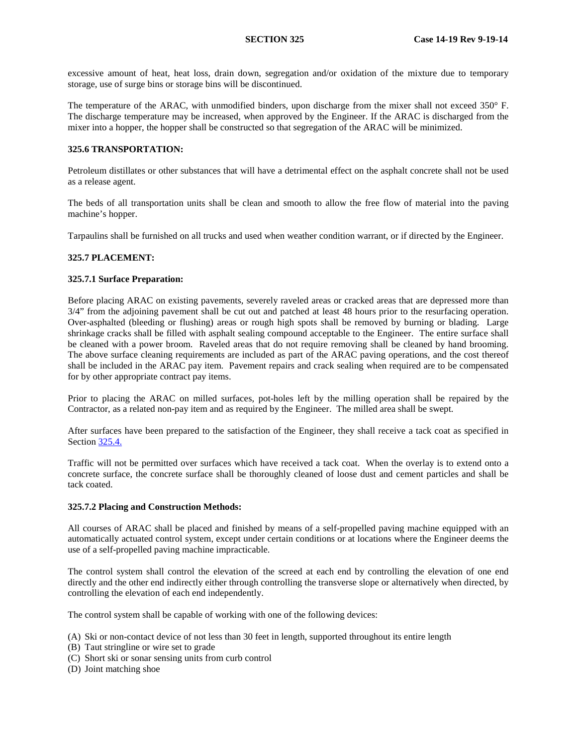excessive amount of heat, heat loss, drain down, segregation and/or oxidation of the mixture due to temporary storage, use of surge bins or storage bins will be discontinued.

The temperature of the ARAC, with unmodified binders, upon discharge from the mixer shall not exceed 350° F. The discharge temperature may be increased, when approved by the Engineer. If the ARAC is discharged from the mixer into a hopper, the hopper shall be constructed so that segregation of the ARAC will be minimized.

## 325.6 TRANSPORTATION:

Petroleum distillates or other substances that will have a detrimental effect on the asphalt concrete shall not be used as a release agent.

The beds of all transportation units shall be clean and smooth to allow the free flow of material into the paving machine's hopper.

Tarpaulins shall be furnished on all trucks and used when weather condition warrant, or if directed by the Engineer.

## 325.7 PLACEMENT:

### 325.7.1 Surface Preparation:

Before placing ARAC on existing pavements, severely raveled areas or cracked areas that are depressed more than 3/4" from the adjoining pavement shall be cut out and patched at least 48 hours prior to the resurfacing operation. Over-asphalted (bleeding or flushing) areas or rough high spots shall be removed by burning or blading. Large shrinkage cracks shall be filled with asphalt sealing compound acceptable to the Engineer. The entire surface shall be cleaned with a power broom. Raveled areas that do not require removing shall be cleaned by hand brooming. The above surface cleaning requirements are included as part of the ARAC paving operations, and the cost thereof shall be included in the ARAC pay item. Pavement repairs and crack sealing when required are to be compensated for by other appropriate contract pay items.

Prior to placing the ARAC on milled surfaces, pot-holes left by the milling operation shall be repaired by the Contractor, as a related non-pay item and as required by the Engineer. The milled area shall be swept.

After surfaces have been prepared to the satisfaction of the Engineer, they shall receive a tack coat as specified in Section 325.4.

Traffic will not be permitted over surfaces which have received a tack coat. When the overlay is to extend onto a concrete surface, the concrete surface shall be thoroughly cleaned of loose dust and cement particles and shall be tack coated.

### 325.7.2 Placing and Construction Methods:

All courses of ARAC shall be placed and finished by means of a self-propelled paving machine equipped with an automatically actuated control system, except under certain conditions or at locations where the Engineer deems the use of a self-propelled paving machine impracticable.

The control system shall control the elevation of the screed at each end by controlling the elevation of one end directly and the other end indirectly either through controlling the transverse slope or alternatively when directed, by controlling the elevation of each end independently.

The control system shall be capable of working with one of the following devices:

(A) Ski or non-contact device of not less than 30 feet in length, supported throughout its entire length
(B) Taut stringline or wire set to grade
(C) Short ski or sonar sensing units from curb control
(D) Joint matching shoe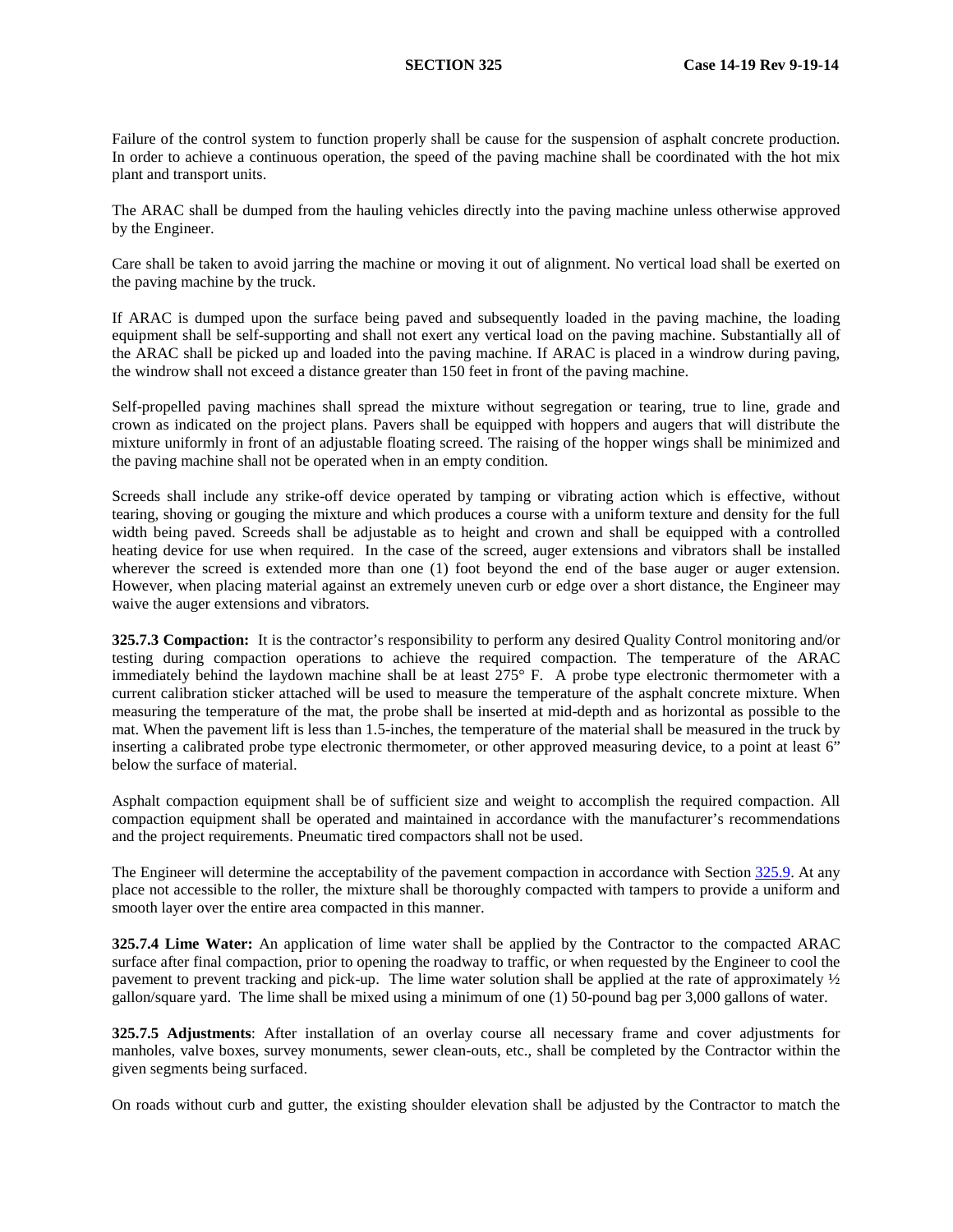Failure of the control system to function properly shall be cause for the suspension of asphalt concrete production. In order to achieve a continuous operation, the speed of the paving machine shall be coordinated with the hot mix plant and transport units.

The ARAC shall be dumped from the hauling vehicles directly into the paving machine unless otherwise approved by the Engineer.

Care shall be taken to avoid jarring the machine or moving it out of alignment. No vertical load shall be exerted on the paving machine by the truck.

If ARAC is dumped upon the surface being paved and subsequently loaded in the paving machine, the loading equipment shall be self-supporting and shall not exert any vertical load on the paving machine. Substantially all of the ARAC shall be picked up and loaded into the paving machine. If ARAC is placed in a windrow during paving, the windrow shall not exceed a distance greater than 150 feet in front of the paving machine.

Self-propelled paving machines shall spread the mixture without segregation or tearing, true to line, grade and crown as indicated on the project plans. Pavers shall be equipped with hoppers and augers that will distribute the mixture uniformly in front of an adjustable floating screed. The raising of the hopper wings shall be minimized and the paving machine shall not be operated when in an empty condition.

Screeds shall include any strike-off device operated by tamping or vibrating action which is effective, without tearing, shoving or gouging the mixture and which produces a course with a uniform texture and density for the full width being paved. Screeds shall be adjustable as to height and crown and shall be equipped with a controlled heating device for use when required. In the case of the screed, auger extensions and vibrators shall be installed wherever the screed is extended more than one (1) foot beyond the end of the base auger or auger extension. However, when placing material against an extremely uneven curb or edge over a short distance, the Engineer may waive the auger extensions and vibrators.

**325.7.3 Compaction:** It is the contractor's responsibility to perform any desired Quality Control monitoring and/or testing during compaction operations to achieve the required compaction. The temperature of the ARAC immediately behind the laydown machine shall be at least 275° F. A probe type electronic thermometer with a current calibration sticker attached will be used to measure the temperature of the asphalt concrete mixture. When measuring the temperature of the mat, the probe shall be inserted at mid-depth and as horizontal as possible to the mat. When the pavement lift is less than 1.5-inches, the temperature of the material shall be measured in the truck by inserting a calibrated probe type electronic thermometer, or other approved measuring device, to a point at least 6" below the surface of material.

Asphalt compaction equipment shall be of sufficient size and weight to accomplish the required compaction. All compaction equipment shall be operated and maintained in accordance with the manufacturer's recommendations and the project requirements. Pneumatic tired compactors shall not be used.

The Engineer will determine the acceptability of the pavement compaction in accordance with Section 325.9. At any place not accessible to the roller, the mixture shall be thoroughly compacted with tampers to provide a uniform and smooth layer over the entire area compacted in this manner.

**325.7.4 Lime Water:** An application of lime water shall be applied by the Contractor to the compacted ARAC surface after final compaction, prior to opening the roadway to traffic, or when requested by the Engineer to cool the pavement to prevent tracking and pick-up. The lime water solution shall be applied at the rate of approximately ½ gallon/square yard. The lime shall be mixed using a minimum of one (1) 50-pound bag per 3,000 gallons of water.

**325.7.5 Adjustments**: After installation of an overlay course all necessary frame and cover adjustments for manholes, valve boxes, survey monuments, sewer clean-outs, etc., shall be completed by the Contractor within the given segments being surfaced.

On roads without curb and gutter, the existing shoulder elevation shall be adjusted by the Contractor to match the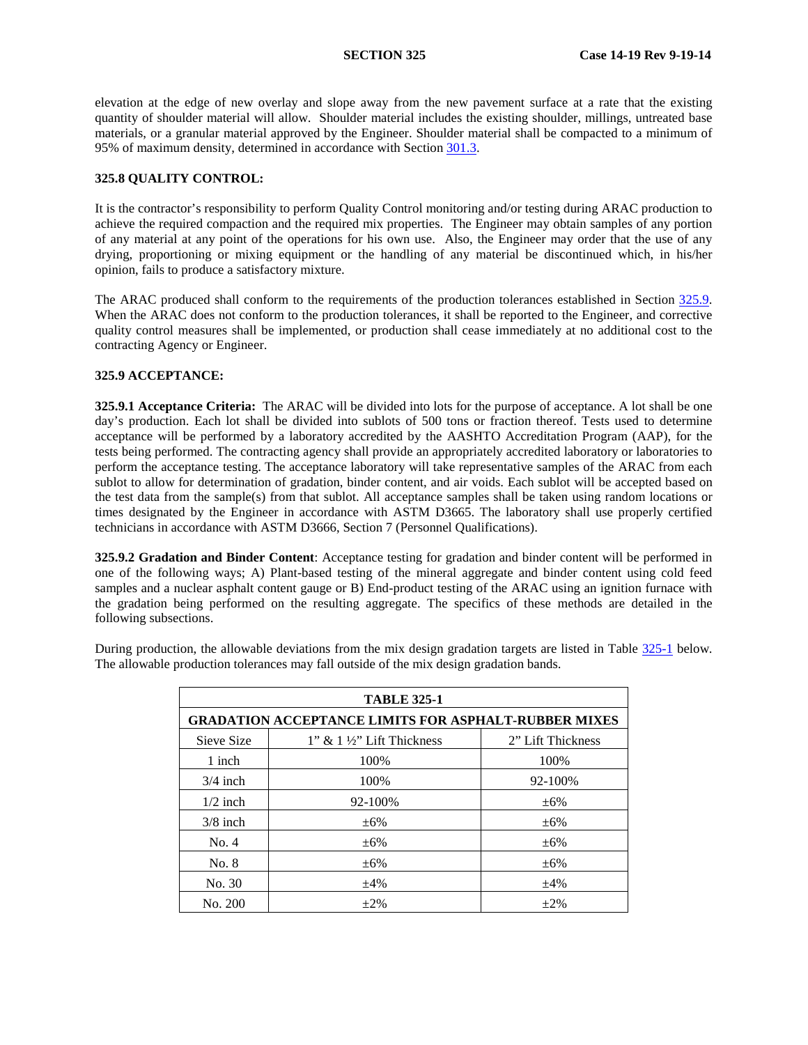elevation at the edge of new overlay and slope away from the new pavement surface at a rate that the existing quantity of shoulder material will allow. Shoulder material includes the existing shoulder, millings, untreated base materials, or a granular material approved by the Engineer. Shoulder material shall be compacted to a minimum of 95% of maximum density, determined in accordance with Section 301.3.

**325.8 QUALITY CONTROL:**

It is the contractor's responsibility to perform Quality Control monitoring and/or testing during ARAC production to achieve the required compaction and the required mix properties. The Engineer may obtain samples of any portion of any material at any point of the operations for his own use. Also, the Engineer may order that the use of any drying, proportioning or mixing equipment or the handling of any material be discontinued which, in his/her opinion, fails to produce a satisfactory mixture.

The ARAC produced shall conform to the requirements of the production tolerances established in Section 325.9. When the ARAC does not conform to the production tolerances, it shall be reported to the Engineer, and corrective quality control measures shall be implemented, or production shall cease immediately at no additional cost to the contracting Agency or Engineer.

**325.9 ACCEPTANCE:**

**325.9.1 Acceptance Criteria:** The ARAC will be divided into lots for the purpose of acceptance. A lot shall be one day's production. Each lot shall be divided into sublots of 500 tons or fraction thereof. Tests used to determine acceptance will be performed by a laboratory accredited by the AASHTO Accreditation Program (AAP), for the tests being performed. The contracting agency shall provide an appropriately accredited laboratory or laboratories to perform the acceptance testing. The acceptance laboratory will take representative samples of the ARAC from each sublot to allow for determination of gradation, binder content, and air voids. Each sublot will be accepted based on the test data from the sample(s) from that sublot. All acceptance samples shall be taken using random locations or times designated by the Engineer in accordance with ASTM D3665. The laboratory shall use properly certified technicians in accordance with ASTM D3666, Section 7 (Personnel Qualifications).

**325.9.2 Gradation and Binder Content**: Acceptance testing for gradation and binder content will be performed in one of the following ways; A) Plant-based testing of the mineral aggregate and binder content using cold feed samples and a nuclear asphalt content gauge or B) End-product testing of the ARAC using an ignition furnace with the gradation being performed on the resulting aggregate. The specifics of these methods are detailed in the following subsections.

During production, the allowable deviations from the mix design gradation targets are listed in Table 325-1 below. The allowable production tolerances may fall outside of the mix design gradation bands.

| TABLE 325-1 | | |
|---|---|---|
| **GRADATION ACCEPTANCE LIMITS FOR ASPHALT-RUBBER MIXES** | | |
| Sieve Size | 1" & 1 ½" Lift Thickness | 2" Lift Thickness |
| 1 inch | 100% | 100% |
| 3/4 inch | 100% | 92-100% |
| 1/2 inch | 92-100% | ±6% |
| 3/8 inch | ±6% | ±6% |
| No. 4 | ±6% | ±6% |
| No. 8 | ±6% | ±6% |
| No. 30 | ±4% | ±4% |
| No. 200 | ±2% | ±2% |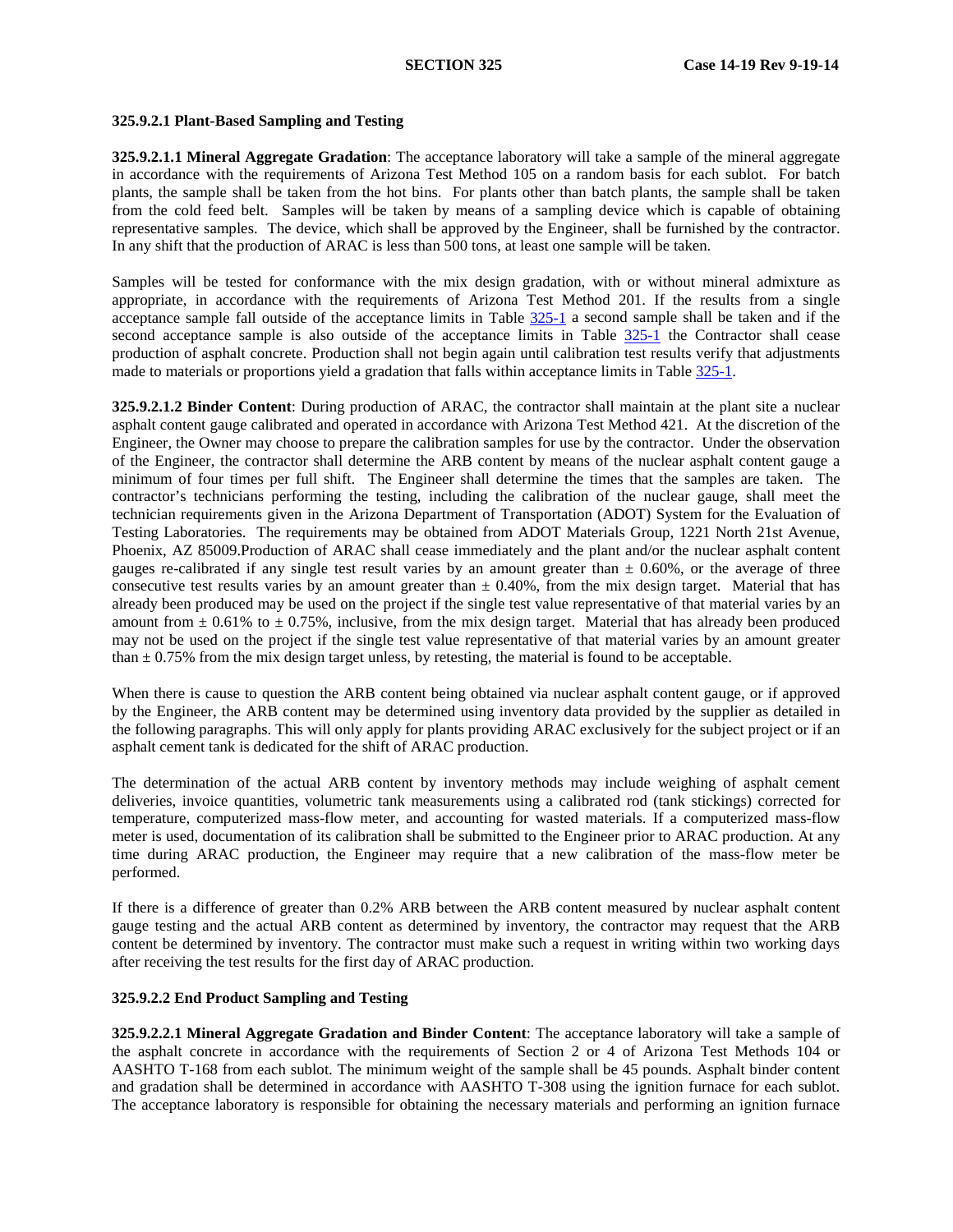**325.9.2.1 Plant-Based Sampling and Testing**

**325.9.2.1.1 Mineral Aggregate Gradation**: The acceptance laboratory will take a sample of the mineral aggregate in accordance with the requirements of Arizona Test Method 105 on a random basis for each sublot. For batch plants, the sample shall be taken from the hot bins. For plants other than batch plants, the sample shall be taken from the cold feed belt. Samples will be taken by means of a sampling device which is capable of obtaining representative samples. The device, which shall be approved by the Engineer, shall be furnished by the contractor. In any shift that the production of ARAC is less than 500 tons, at least one sample will be taken.

Samples will be tested for conformance with the mix design gradation, with or without mineral admixture as appropriate, in accordance with the requirements of Arizona Test Method 201. If the results from a single acceptance sample fall outside of the acceptance limits in Table 325-1 a second sample shall be taken and if the second acceptance sample is also outside of the acceptance limits in Table 325-1 the Contractor shall cease production of asphalt concrete. Production shall not begin again until calibration test results verify that adjustments made to materials or proportions yield a gradation that falls within acceptance limits in Table 325-1.

**325.9.2.1.2 Binder Content**: During production of ARAC, the contractor shall maintain at the plant site a nuclear asphalt content gauge calibrated and operated in accordance with Arizona Test Method 421. At the discretion of the Engineer, the Owner may choose to prepare the calibration samples for use by the contractor. Under the observation of the Engineer, the contractor shall determine the ARB content by means of the nuclear asphalt content gauge a minimum of four times per full shift. The Engineer shall determine the times that the samples are taken. The contractor's technicians performing the testing, including the calibration of the nuclear gauge, shall meet the technician requirements given in the Arizona Department of Transportation (ADOT) System for the Evaluation of Testing Laboratories. The requirements may be obtained from ADOT Materials Group, 1221 North 21st Avenue, Phoenix, AZ 85009.Production of ARAC shall cease immediately and the plant and/or the nuclear asphalt content gauges re-calibrated if any single test result varies by an amount greater than ± 0.60%, or the average of three consecutive test results varies by an amount greater than ± 0.40%, from the mix design target. Material that has already been produced may be used on the project if the single test value representative of that material varies by an amount from ± 0.61% to ± 0.75%, inclusive, from the mix design target. Material that has already been produced may not be used on the project if the single test value representative of that material varies by an amount greater than ± 0.75% from the mix design target unless, by retesting, the material is found to be acceptable.

When there is cause to question the ARB content being obtained via nuclear asphalt content gauge, or if approved by the Engineer, the ARB content may be determined using inventory data provided by the supplier as detailed in the following paragraphs. This will only apply for plants providing ARAC exclusively for the subject project or if an asphalt cement tank is dedicated for the shift of ARAC production.

The determination of the actual ARB content by inventory methods may include weighing of asphalt cement deliveries, invoice quantities, volumetric tank measurements using a calibrated rod (tank stickings) corrected for temperature, computerized mass-flow meter, and accounting for wasted materials. If a computerized mass-flow meter is used, documentation of its calibration shall be submitted to the Engineer prior to ARAC production. At any time during ARAC production, the Engineer may require that a new calibration of the mass-flow meter be performed.

If there is a difference of greater than 0.2% ARB between the ARB content measured by nuclear asphalt content gauge testing and the actual ARB content as determined by inventory, the contractor may request that the ARB content be determined by inventory. The contractor must make such a request in writing within two working days after receiving the test results for the first day of ARAC production.

**325.9.2.2 End Product Sampling and Testing**

**325.9.2.2.1 Mineral Aggregate Gradation and Binder Content**: The acceptance laboratory will take a sample of the asphalt concrete in accordance with the requirements of Section 2 or 4 of Arizona Test Methods 104 or AASHTO T-168 from each sublot. The minimum weight of the sample shall be 45 pounds. Asphalt binder content and gradation shall be determined in accordance with AASHTO T-308 using the ignition furnace for each sublot. The acceptance laboratory is responsible for obtaining the necessary materials and performing an ignition furnace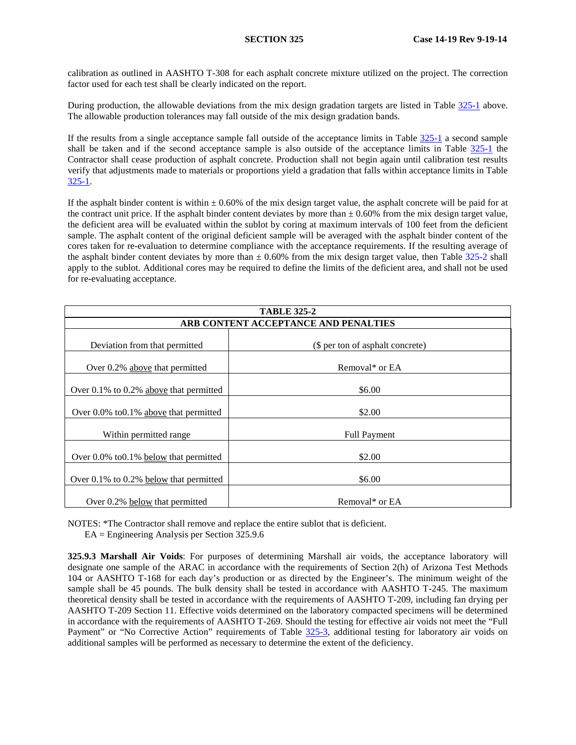calibration as outlined in AASHTO T-308 for each asphalt concrete mixture utilized on the project. The correction factor used for each test shall be clearly indicated on the report.

During production, the allowable deviations from the mix design gradation targets are listed in Table 325-1 above. The allowable production tolerances may fall outside of the mix design gradation bands.

If the results from a single acceptance sample fall outside of the acceptance limits in Table 325-1 a second sample shall be taken and if the second acceptance sample is also outside of the acceptance limits in Table 325-1 the Contractor shall cease production of asphalt concrete. Production shall not begin again until calibration test results verify that adjustments made to materials or proportions yield a gradation that falls within acceptance limits in Table 325-1.

If the asphalt binder content is within ± 0.60% of the mix design target value, the asphalt concrete will be paid for at the contract unit price. If the asphalt binder content deviates by more than ± 0.60% from the mix design target value, the deficient area will be evaluated within the sublot by coring at maximum intervals of 100 feet from the deficient sample. The asphalt content of the original deficient sample will be averaged with the asphalt binder content of the cores taken for re-evaluation to determine compliance with the acceptance requirements. If the resulting average of the asphalt binder content deviates by more than ± 0.60% from the mix design target value, then Table 325-2 shall apply to the sublot. Additional cores may be required to define the limits of the deficient area, and shall not be used for re-evaluating acceptance.

| TABLE 325-2 ARB CONTENT ACCEPTANCE AND PENALTIES | |
|---|---|
| Deviation from that permitted | ($ per ton of asphalt concrete) |
| Over 0.2% above that permitted | Removal* or EA |
| Over 0.1% to 0.2% above that permitted | $6.00 |
| Over 0.0% to0.1% above that permitted | $2.00 |
| Within permitted range | Full Payment |
| Over 0.0% to0.1% below that permitted | $2.00 |
| Over 0.1% to 0.2% below that permitted | $6.00 |
| Over 0.2% below that permitted | Removal* or EA |

NOTES: *The Contractor shall remove and replace the entire sublot that is deficient.
EA = Engineering Analysis per Section 325.9.6

**325.9.3 Marshall Air Voids**: For purposes of determining Marshall air voids, the acceptance laboratory will designate one sample of the ARAC in accordance with the requirements of Section 2(h) of Arizona Test Methods 104 or AASHTO T-168 for each day's production or as directed by the Engineer's. The minimum weight of the sample shall be 45 pounds. The bulk density shall be tested in accordance with AASHTO T-245. The maximum theoretical density shall be tested in accordance with the requirements of AASHTO T-209, including fan drying per AASHTO T-209 Section 11. Effective voids determined on the laboratory compacted specimens will be determined in accordance with the requirements of AASHTO T-269. Should the testing for effective air voids not meet the "Full Payment" or "No Corrective Action" requirements of Table 325-3, additional testing for laboratory air voids on additional samples will be performed as necessary to determine the extent of the deficiency.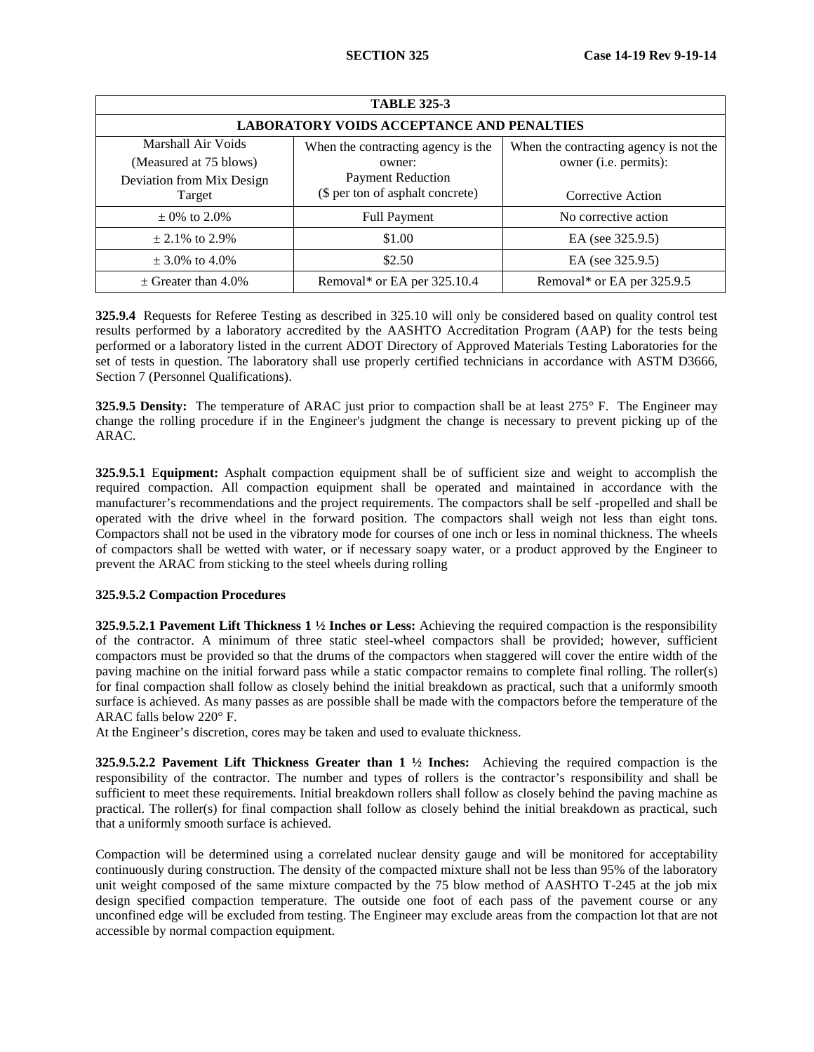| TABLE 325-3 | | |
|---|---|---|
| **LABORATORY VOIDS ACCEPTANCE AND PENALTIES** | | |
| Marshall Air Voids (Measured at 75 blows) Deviation from Mix Design Target | When the contracting agency is the owner: Payment Reduction (\$ per ton of asphalt concrete) | When the contracting agency is not the owner (i.e. permits): Corrective Action |
| ± 0% to 2.0% | Full Payment | No corrective action |
| ± 2.1% to 2.9% | \$1.00 | EA (see 325.9.5) |
| ± 3.0% to 4.0% | \$2.50 | EA (see 325.9.5) |
| ± Greater than 4.0% | Removal* or EA per 325.10.4 | Removal* or EA per 325.9.5 |

**325.9.4** Requests for Referee Testing as described in 325.10 will only be considered based on quality control test results performed by a laboratory accredited by the AASHTO Accreditation Program (AAP) for the tests being performed or a laboratory listed in the current ADOT Directory of Approved Materials Testing Laboratories for the set of tests in question. The laboratory shall use properly certified technicians in accordance with ASTM D3666, Section 7 (Personnel Qualifications).

**325.9.5 Density:** The temperature of ARAC just prior to compaction shall be at least 275° F. The Engineer may change the rolling procedure if in the Engineer's judgment the change is necessary to prevent picking up of the ARAC.

**325.9.5.1 Equipment:** Asphalt compaction equipment shall be of sufficient size and weight to accomplish the required compaction. All compaction equipment shall be operated and maintained in accordance with the manufacturer's recommendations and the project requirements. The compactors shall be self -propelled and shall be operated with the drive wheel in the forward position. The compactors shall weigh not less than eight tons. Compactors shall not be used in the vibratory mode for courses of one inch or less in nominal thickness. The wheels of compactors shall be wetted with water, or if necessary soapy water, or a product approved by the Engineer to prevent the ARAC from sticking to the steel wheels during rolling

**325.9.5.2 Compaction Procedures**

**325.9.5.2.1 Pavement Lift Thickness 1 ½ Inches or Less:** Achieving the required compaction is the responsibility of the contractor. A minimum of three static steel-wheel compactors shall be provided; however, sufficient compactors must be provided so that the drums of the compactors when staggered will cover the entire width of the paving machine on the initial forward pass while a static compactor remains to complete final rolling. The roller(s) for final compaction shall follow as closely behind the initial breakdown as practical, such that a uniformly smooth surface is achieved. As many passes as are possible shall be made with the compactors before the temperature of the ARAC falls below 220° F.

At the Engineer's discretion, cores may be taken and used to evaluate thickness.

**325.9.5.2.2 Pavement Lift Thickness Greater than 1 ½ Inches:** Achieving the required compaction is the responsibility of the contractor. The number and types of rollers is the contractor's responsibility and shall be sufficient to meet these requirements. Initial breakdown rollers shall follow as closely behind the paving machine as practical. The roller(s) for final compaction shall follow as closely behind the initial breakdown as practical, such that a uniformly smooth surface is achieved.

Compaction will be determined using a correlated nuclear density gauge and will be monitored for acceptability continuously during construction. The density of the compacted mixture shall not be less than 95% of the laboratory unit weight composed of the same mixture compacted by the 75 blow method of AASHTO T-245 at the job mix design specified compaction temperature. The outside one foot of each pass of the pavement course or any unconfined edge will be excluded from testing. The Engineer may exclude areas from the compaction lot that are not accessible by normal compaction equipment.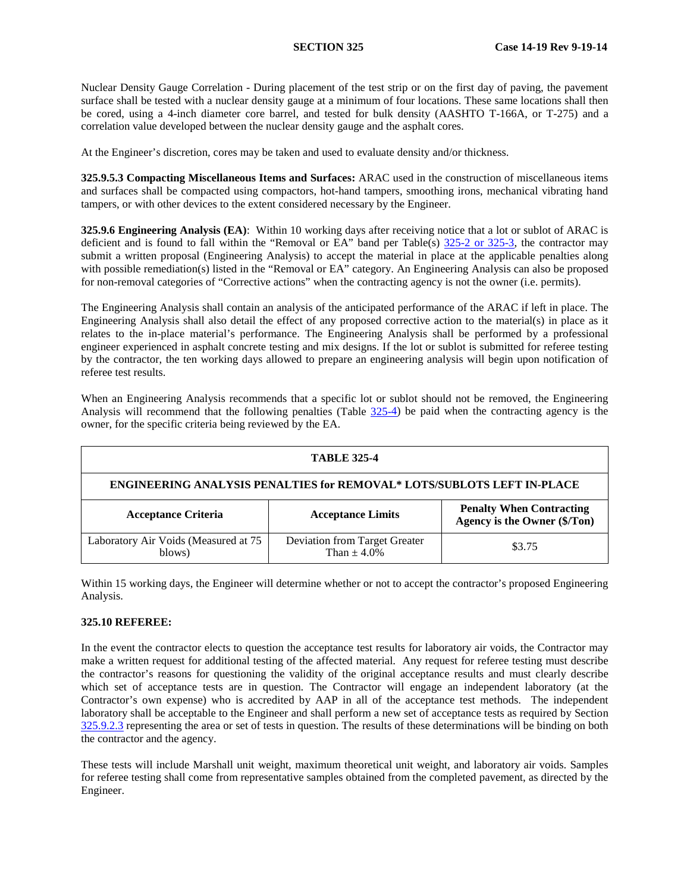Nuclear Density Gauge Correlation - During placement of the test strip or on the first day of paving, the pavement surface shall be tested with a nuclear density gauge at a minimum of four locations. These same locations shall then be cored, using a 4-inch diameter core barrel, and tested for bulk density (AASHTO T-166A, or T-275) and a correlation value developed between the nuclear density gauge and the asphalt cores.

At the Engineer's discretion, cores may be taken and used to evaluate density and/or thickness.

**325.9.5.3 Compacting Miscellaneous Items and Surfaces:** ARAC used in the construction of miscellaneous items and surfaces shall be compacted using compactors, hot-hand tampers, smoothing irons, mechanical vibrating hand tampers, or with other devices to the extent considered necessary by the Engineer.

**325.9.6 Engineering Analysis (EA)**: Within 10 working days after receiving notice that a lot or sublot of ARAC is deficient and is found to fall within the "Removal or EA" band per Table(s) 325-2 or 325-3, the contractor may submit a written proposal (Engineering Analysis) to accept the material in place at the applicable penalties along with possible remediation(s) listed in the "Removal or EA" category. An Engineering Analysis can also be proposed for non-removal categories of "Corrective actions" when the contracting agency is not the owner (i.e. permits).

The Engineering Analysis shall contain an analysis of the anticipated performance of the ARAC if left in place. The Engineering Analysis shall also detail the effect of any proposed corrective action to the material(s) in place as it relates to the in-place material's performance. The Engineering Analysis shall be performed by a professional engineer experienced in asphalt concrete testing and mix designs. If the lot or sublot is submitted for referee testing by the contractor, the ten working days allowed to prepare an engineering analysis will begin upon notification of referee test results.

When an Engineering Analysis recommends that a specific lot or sublot should not be removed, the Engineering Analysis will recommend that the following penalties (Table 325-4) be paid when the contracting agency is the owner, for the specific criteria being reviewed by the EA.

| **TABLE 325-4** | | |
|---|---|---|
| **ENGINEERING ANALYSIS PENALTIES for REMOVAL* LOTS/SUBLOTS LEFT IN-PLACE** | | |
| **Acceptance Criteria** | **Acceptance Limits** | **Penalty When Contracting Agency is the Owner ($/Ton)** |
| Laboratory Air Voids (Measured at 75 blows) | Deviation from Target Greater Than ± 4.0% | $3.75 |

Within 15 working days, the Engineer will determine whether or not to accept the contractor's proposed Engineering Analysis.

**325.10 REFEREE:**

In the event the contractor elects to question the acceptance test results for laboratory air voids, the Contractor may make a written request for additional testing of the affected material. Any request for referee testing must describe the contractor's reasons for questioning the validity of the original acceptance results and must clearly describe which set of acceptance tests are in question. The Contractor will engage an independent laboratory (at the Contractor's own expense) who is accredited by AAP in all of the acceptance test methods. The independent laboratory shall be acceptable to the Engineer and shall perform a new set of acceptance tests as required by Section 325.9.2.3 representing the area or set of tests in question. The results of these determinations will be binding on both the contractor and the agency.

These tests will include Marshall unit weight, maximum theoretical unit weight, and laboratory air voids. Samples for referee testing shall come from representative samples obtained from the completed pavement, as directed by the Engineer.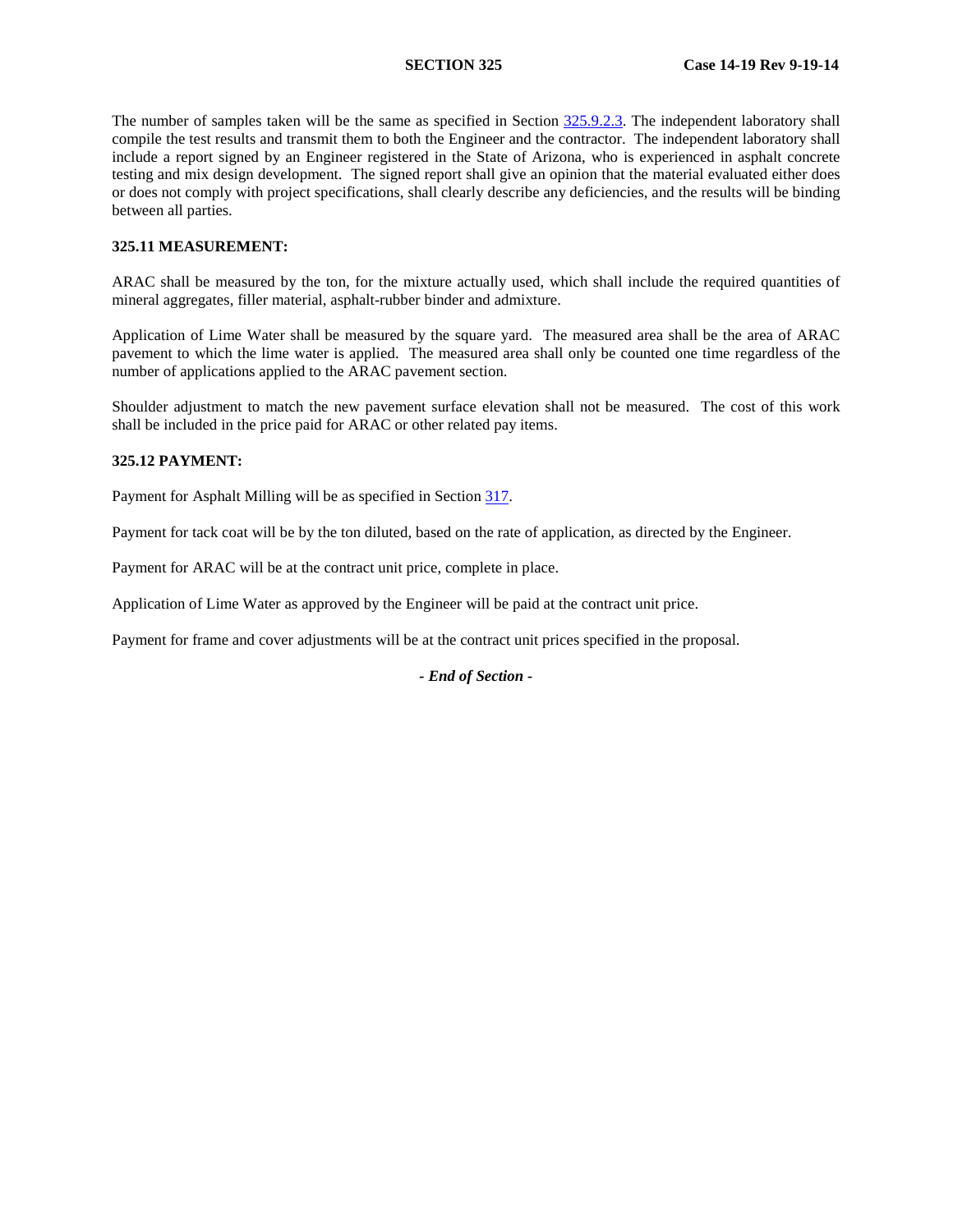The number of samples taken will be the same as specified in Section 325.9.2.3. The independent laboratory shall compile the test results and transmit them to both the Engineer and the contractor. The independent laboratory shall include a report signed by an Engineer registered in the State of Arizona, who is experienced in asphalt concrete testing and mix design development. The signed report shall give an opinion that the material evaluated either does or does not comply with project specifications, shall clearly describe any deficiencies, and the results will be binding between all parties.

**325.11 MEASUREMENT:**

ARAC shall be measured by the ton, for the mixture actually used, which shall include the required quantities of mineral aggregates, filler material, asphalt-rubber binder and admixture.

Application of Lime Water shall be measured by the square yard. The measured area shall be the area of ARAC pavement to which the lime water is applied. The measured area shall only be counted one time regardless of the number of applications applied to the ARAC pavement section.

Shoulder adjustment to match the new pavement surface elevation shall not be measured. The cost of this work shall be included in the price paid for ARAC or other related pay items.

**325.12 PAYMENT:**

Payment for Asphalt Milling will be as specified in Section 317.

Payment for tack coat will be by the ton diluted, based on the rate of application, as directed by the Engineer.

Payment for ARAC will be at the contract unit price, complete in place.

Application of Lime Water as approved by the Engineer will be paid at the contract unit price.

Payment for frame and cover adjustments will be at the contract unit prices specified in the proposal.

***- End of Section -***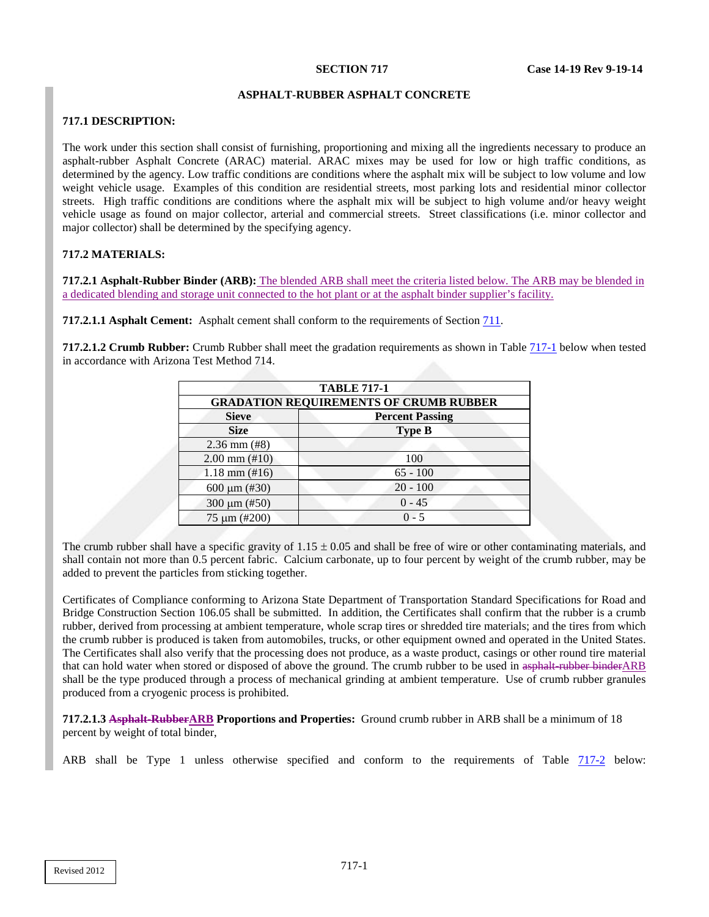**SECTION 717** **Case 14-19 Rev 9-19-14**

## ASPHALT-RUBBER ASPHALT CONCRETE

### 717.1 DESCRIPTION:

The work under this section shall consist of furnishing, proportioning and mixing all the ingredients necessary to produce an asphalt-rubber Asphalt Concrete (ARAC) material. ARAC mixes may be used for low or high traffic conditions, as determined by the agency. Low traffic conditions are conditions where the asphalt mix will be subject to low volume and low weight vehicle usage. Examples of this condition are residential streets, most parking lots and residential minor collector streets. High traffic conditions are conditions where the asphalt mix will be subject to high volume and/or heavy weight vehicle usage as found on major collector, arterial and commercial streets. Street classifications (i.e. minor collector and major collector) shall be determined by the specifying agency.

### 717.2 MATERIALS:

**717.2.1 Asphalt-Rubber Binder (ARB):** The blended ARB shall meet the criteria listed below. The ARB may be blended in a dedicated blending and storage unit connected to the hot plant or at the asphalt binder supplier's facility.

**717.2.1.1 Asphalt Cement:** Asphalt cement shall conform to the requirements of Section 711.

**717.2.1.2 Crumb Rubber:** Crumb Rubber shall meet the gradation requirements as shown in Table 717-1 below when tested in accordance with Arizona Test Method 714.

| TABLE 717-1 | |
|---|---|
| **GRADATION REQUIREMENTS OF CRUMB RUBBER** | |
| **Sieve** | **Percent Passing** |
| **Size** | **Type B** |
| 2.36 mm (#8) | |
| 2.00 mm (#10) | 100 |
| 1.18 mm (#16) | 65 - 100 |
| 600 µm (#30) | 20 - 100 |
| 300 µm (#50) | 0 - 45 |
| 75 µm (#200) | 0 - 5 |

The crumb rubber shall have a specific gravity of 1.15 ± 0.05 and shall be free of wire or other contaminating materials, and shall contain not more than 0.5 percent fabric. Calcium carbonate, up to four percent by weight of the crumb rubber, may be added to prevent the particles from sticking together.

Certificates of Compliance conforming to Arizona State Department of Transportation Standard Specifications for Road and Bridge Construction Section 106.05 shall be submitted. In addition, the Certificates shall confirm that the rubber is a crumb rubber, derived from processing at ambient temperature, whole scrap tires or shredded tire materials; and the tires from which the crumb rubber is produced is taken from automobiles, trucks, or other equipment owned and operated in the United States. The Certificates shall also verify that the processing does not produce, as a waste product, casings or other round tire material that can hold water when stored or disposed of above the ground. The crumb rubber to be used in ~~asphalt-rubber binder~~ARB shall be the type produced through a process of mechanical grinding at ambient temperature. Use of crumb rubber granules produced from a cryogenic process is prohibited.

**717.2.1.3 ~~Asphalt-Rubber~~ARB Proportions and Properties:** Ground crumb rubber in ARB shall be a minimum of 18 percent by weight of total binder,

ARB shall be Type 1 unless otherwise specified and conform to the requirements of Table 717-2 below: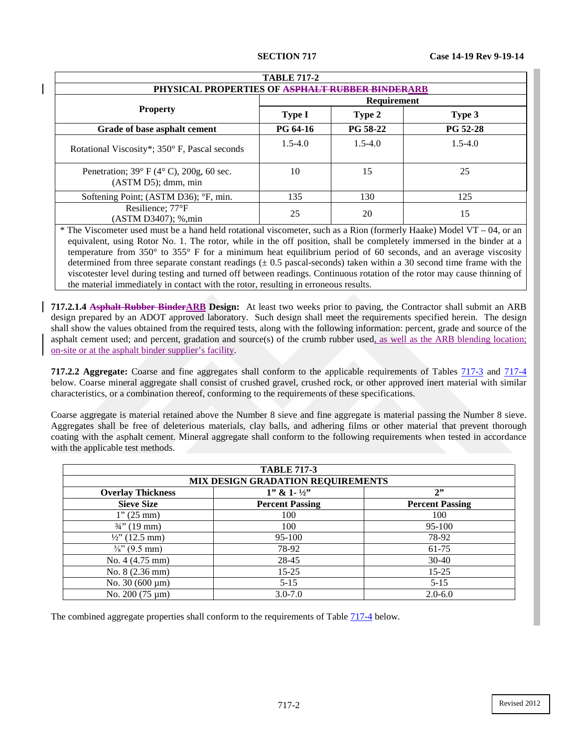| TABLE 717-2 | | | |
|---|---|---|---|
| PHYSICAL PROPERTIES OF ~~ASPHALT RUBBER BINDER~~ARB | | | |
| Property | Requirement | | |
| | Type I | Type 2 | Type 3 |
| Grade of base asphalt cement | PG 64-16 | PG 58-22 | PG 52-28 |
| Rotational Viscosity*; 350° F, Pascal seconds | 1.5-4.0 | 1.5-4.0 | 1.5-4.0 |
| Penetration; 39° F (4° C), 200g, 60 sec. (ASTM D5); dmm, min | 10 | 15 | 25 |
| Softening Point; (ASTM D36); °F, min. | 135 | 130 | 125 |
| Resilience; 77°F (ASTM D3407); %,min | 25 | 20 | 15 |

* The Viscometer used must be a hand held rotational viscometer, such as a Rion (formerly Haake) Model VT – 04, or an equivalent, using Rotor No. 1. The rotor, while in the off position, shall be completely immersed in the binder at a temperature from 350° to 355° F for a minimum heat equilibrium period of 60 seconds, and an average viscosity determined from three separate constant readings (± 0.5 pascal-seconds) taken within a 30 second time frame with the viscotester level during testing and turned off between readings. Continuous rotation of the rotor may cause thinning of the material immediately in contact with the rotor, resulting in erroneous results.

**717.2.1.4 ~~Asphalt-Rubber Binder~~ARB Design:** At least two weeks prior to paving, the Contractor shall submit an ARB design prepared by an ADOT approved laboratory. Such design shall meet the requirements specified herein. The design shall show the values obtained from the required tests, along with the following information: percent, grade and source of the asphalt cement used; and percent, gradation and source(s) of the crumb rubber used, as well as the ARB blending location; on-site or at the asphalt binder supplier's facility.

**717.2.2 Aggregate:** Coarse and fine aggregates shall conform to the applicable requirements of Tables 717-3 and 717-4 below. Coarse mineral aggregate shall consist of crushed gravel, crushed rock, or other approved inert material with similar characteristics, or a combination thereof, conforming to the requirements of these specifications.

Coarse aggregate is material retained above the Number 8 sieve and fine aggregate is material passing the Number 8 sieve. Aggregates shall be free of deleterious materials, clay balls, and adhering films or other material that prevent thorough coating with the asphalt cement. Mineral aggregate shall conform to the following requirements when tested in accordance with the applicable test methods.

| TABLE 717-3 | | |
|---|---|---|
| MIX DESIGN GRADATION REQUIREMENTS | | |
| **Overlay Thickness** | **1" & 1-½"** | **2"** |
| **Sieve Size** | **Percent Passing** | **Percent Passing** |
| 1" (25 mm) | 100 | 100 |
| ¾" (19 mm) | 100 | 95-100 |
| ½" (12.5 mm) | 95-100 | 78-92 |
| ⅜" (9.5 mm) | 78-92 | 61-75 |
| No. 4 (4.75 mm) | 28-45 | 30-40 |
| No. 8 (2.36 mm) | 15-25 | 15-25 |
| No. 30 (600 µm) | 5-15 | 5-15 |
| No. 200 (75 µm) | 3.0-7.0 | 2.0-6.0 |

The combined aggregate properties shall conform to the requirements of Table 717-4 below.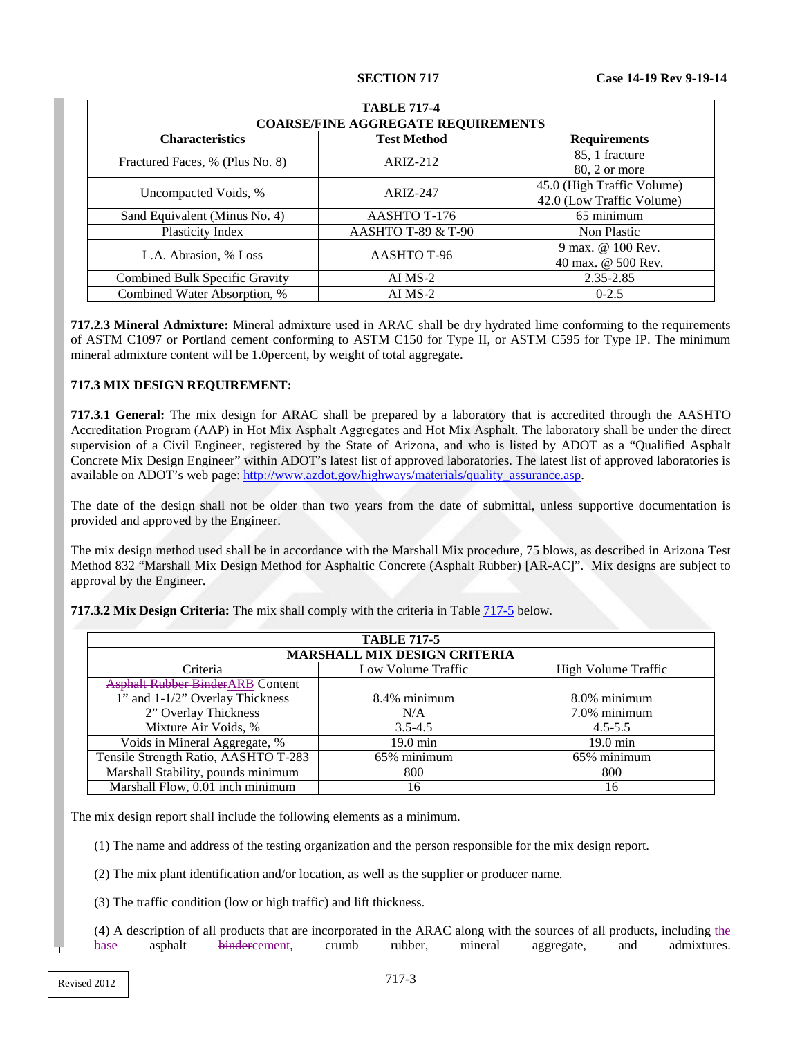| TABLE 717-4 | | |
|---|---|---|
| **COARSE/FINE AGGREGATE REQUIREMENTS** | | |
| **Characteristics** | **Test Method** | **Requirements** |
| Fractured Faces, % (Plus No. 8) | ARIZ-212 | 85, 1 fracture<br>80, 2 or more |
| Uncompacted Voids, % | ARIZ-247 | 45.0 (High Traffic Volume)<br>42.0 (Low Traffic Volume) |
| Sand Equivalent (Minus No. 4) | AASHTO T-176 | 65 minimum |
| Plasticity Index | AASHTO T-89 & T-90 | Non Plastic |
| L.A. Abrasion, % Loss | AASHTO T-96 | 9 max. @ 100 Rev.<br>40 max. @ 500 Rev. |
| Combined Bulk Specific Gravity | AI MS-2 | 2.35-2.85 |
| Combined Water Absorption, % | AI MS-2 | 0-2.5 |

**717.2.3 Mineral Admixture:** Mineral admixture used in ARAC shall be dry hydrated lime conforming to the requirements of ASTM C1097 or Portland cement conforming to ASTM C150 for Type II, or ASTM C595 for Type IP. The minimum mineral admixture content will be 1.0percent, by weight of total aggregate.

**717.3 MIX DESIGN REQUIREMENT:**

**717.3.1 General:** The mix design for ARAC shall be prepared by a laboratory that is accredited through the AASHTO Accreditation Program (AAP) in Hot Mix Asphalt Aggregates and Hot Mix Asphalt. The laboratory shall be under the direct supervision of a Civil Engineer, registered by the State of Arizona, and who is listed by ADOT as a "Qualified Asphalt Concrete Mix Design Engineer" within ADOT's latest list of approved laboratories. The latest list of approved laboratories is available on ADOT's web page: http://www.azdot.gov/highways/materials/quality_assurance.asp.

The date of the design shall not be older than two years from the date of submittal, unless supportive documentation is provided and approved by the Engineer.

The mix design method used shall be in accordance with the Marshall Mix procedure, 75 blows, as described in Arizona Test Method 832 "Marshall Mix Design Method for Asphaltic Concrete (Asphalt Rubber) [AR-AC]". Mix designs are subject to approval by the Engineer.

**717.3.2 Mix Design Criteria:** The mix shall comply with the criteria in Table 717-5 below.

| TABLE 717-5 | | |
|---|---|---|
| **MARSHALL MIX DESIGN CRITERIA** | | |
| Criteria | Low Volume Traffic | High Volume Traffic |
| ~~Asphalt Rubber Binder~~ARB Content<br>1" and 1-1/2" Overlay Thickness<br>2" Overlay Thickness | <br>8.4% minimum<br>N/A | <br>8.0% minimum<br>7.0% minimum |
| Mixture Air Voids, % | 3.5-4.5 | 4.5-5.5 |
| Voids in Mineral Aggregate, % | 19.0 min | 19.0 min |
| Tensile Strength Ratio, AASHTO T-283 | 65% minimum | 65% minimum |
| Marshall Stability, pounds minimum | 800 | 800 |
| Marshall Flow, 0.01 inch minimum | 16 | 16 |

The mix design report shall include the following elements as a minimum.

(1) The name and address of the testing organization and the person responsible for the mix design report.

(2) The mix plant identification and/or location, as well as the supplier or producer name.

(3) The traffic condition (low or high traffic) and lift thickness.

(4) A description of all products that are incorporated in the ARAC along with the sources of all products, including the base asphalt ~~binder~~cement, crumb rubber, mineral aggregate, and admixtures.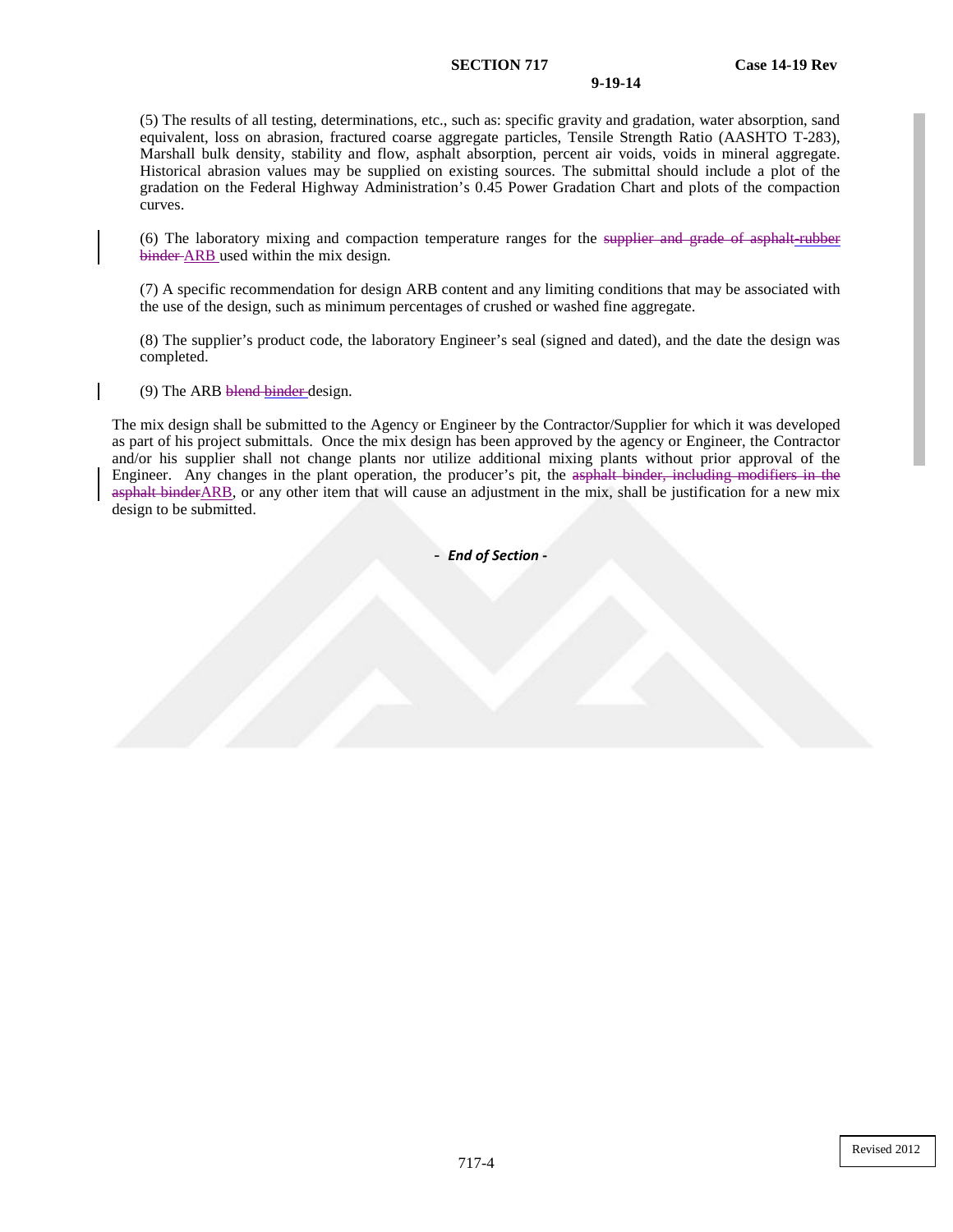(5) The results of all testing, determinations, etc., such as: specific gravity and gradation, water absorption, sand equivalent, loss on abrasion, fractured coarse aggregate particles, Tensile Strength Ratio (AASHTO T-283), Marshall bulk density, stability and flow, asphalt absorption, percent air voids, voids in mineral aggregate. Historical abrasion values may be supplied on existing sources. The submittal should include a plot of the gradation on the Federal Highway Administration's 0.45 Power Gradation Chart and plots of the compaction curves.

(6) The laboratory mixing and compaction temperature ranges for the ~~supplier and grade of asphalt-rubber binder~~ ARB used within the mix design.

(7) A specific recommendation for design ARB content and any limiting conditions that may be associated with the use of the design, such as minimum percentages of crushed or washed fine aggregate.

(8) The supplier's product code, the laboratory Engineer's seal (signed and dated), and the date the design was completed.

(9) The ARB ~~blend binder~~ design.

The mix design shall be submitted to the Agency or Engineer by the Contractor/Supplier for which it was developed as part of his project submittals. Once the mix design has been approved by the agency or Engineer, the Contractor and/or his supplier shall not change plants nor utilize additional mixing plants without prior approval of the Engineer. Any changes in the plant operation, the producer's pit, the ~~asphalt binder, including modifiers in the asphalt binder~~ARB, or any other item that will cause an adjustment in the mix, shall be justification for a new mix design to be submitted.

- ***End of Section*** -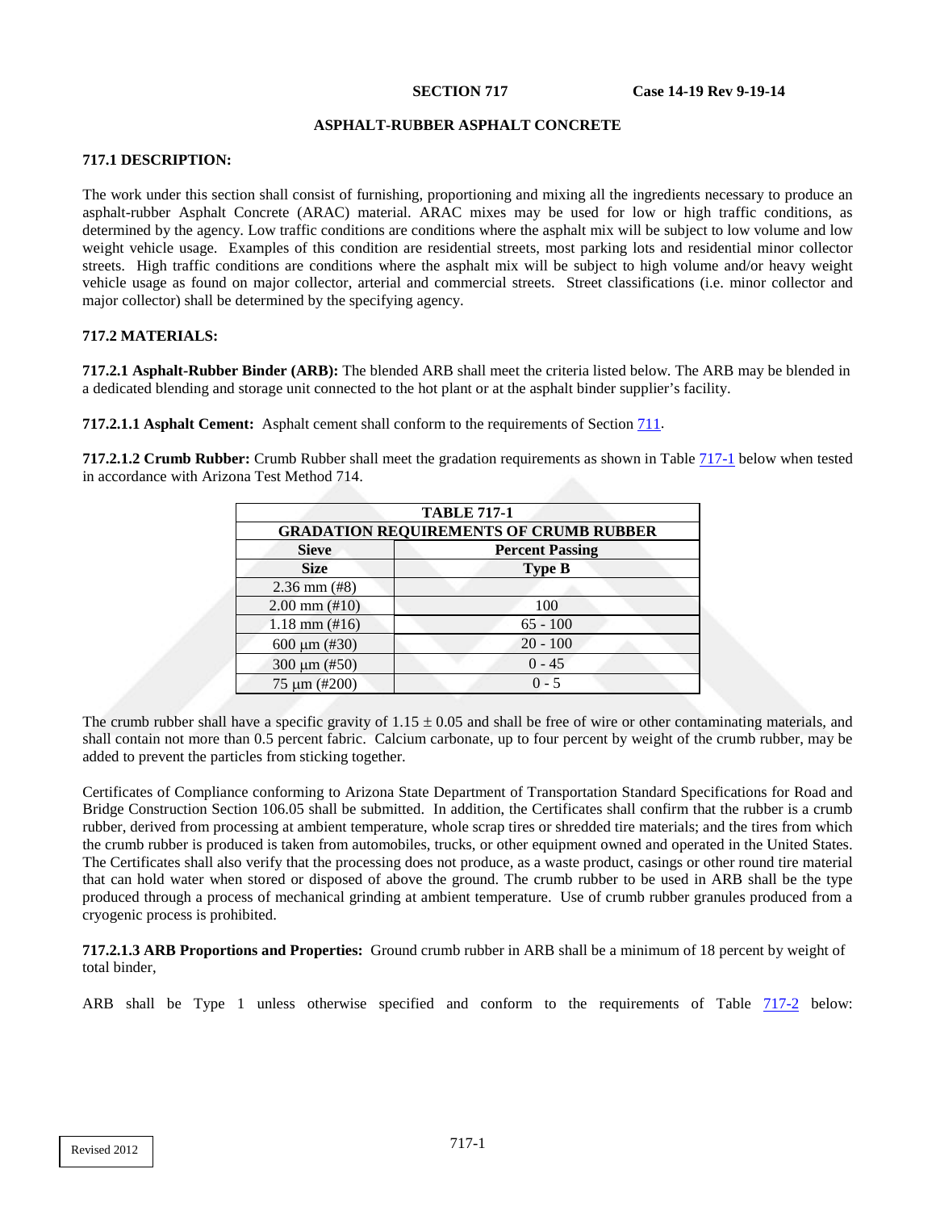**SECTION 717** **Case 14-19 Rev 9-19-14**

# ASPHALT-RUBBER ASPHALT CONCRETE

## 717.1 DESCRIPTION:

The work under this section shall consist of furnishing, proportioning and mixing all the ingredients necessary to produce an asphalt-rubber Asphalt Concrete (ARAC) material. ARAC mixes may be used for low or high traffic conditions, as determined by the agency. Low traffic conditions are conditions where the asphalt mix will be subject to low volume and low weight vehicle usage. Examples of this condition are residential streets, most parking lots and residential minor collector streets. High traffic conditions are conditions where the asphalt mix will be subject to high volume and/or heavy weight vehicle usage as found on major collector, arterial and commercial streets. Street classifications (i.e. minor collector and major collector) shall be determined by the specifying agency.

## 717.2 MATERIALS:

**717.2.1 Asphalt-Rubber Binder (ARB):** The blended ARB shall meet the criteria listed below. The ARB may be blended in a dedicated blending and storage unit connected to the hot plant or at the asphalt binder supplier's facility.

**717.2.1.1 Asphalt Cement:** Asphalt cement shall conform to the requirements of Section 711.

**717.2.1.2 Crumb Rubber:** Crumb Rubber shall meet the gradation requirements as shown in Table 717-1 below when tested in accordance with Arizona Test Method 714.

| TABLE 717-1 | |
|---|---|
| GRADATION REQUIREMENTS OF CRUMB RUBBER | |
| Sieve | Percent Passing |
| Size | Type B |
| 2.36 mm (#8) | |
| 2.00 mm (#10) | 100 |
| 1.18 mm (#16) | 65 - 100 |
| 600 μm (#30) | 20 - 100 |
| 300 μm (#50) | 0 - 45 |
| 75 μm (#200) | 0 - 5 |

The crumb rubber shall have a specific gravity of $1.15 \pm 0.05$ and shall be free of wire or other contaminating materials, and shall contain not more than 0.5 percent fabric. Calcium carbonate, up to four percent by weight of the crumb rubber, may be added to prevent the particles from sticking together.

Certificates of Compliance conforming to Arizona State Department of Transportation Standard Specifications for Road and Bridge Construction Section 106.05 shall be submitted. In addition, the Certificates shall confirm that the rubber is a crumb rubber, derived from processing at ambient temperature, whole scrap tires or shredded tire materials; and the tires from which the crumb rubber is produced is taken from automobiles, trucks, or other equipment owned and operated in the United States. The Certificates shall also verify that the processing does not produce, as a waste product, casings or other round tire material that can hold water when stored or disposed of above the ground. The crumb rubber to be used in ARB shall be the type produced through a process of mechanical grinding at ambient temperature. Use of crumb rubber granules produced from a cryogenic process is prohibited.

**717.2.1.3 ARB Proportions and Properties:** Ground crumb rubber in ARB shall be a minimum of 18 percent by weight of total binder,

ARB shall be Type 1 unless otherwise specified and conform to the requirements of Table 717-2 below: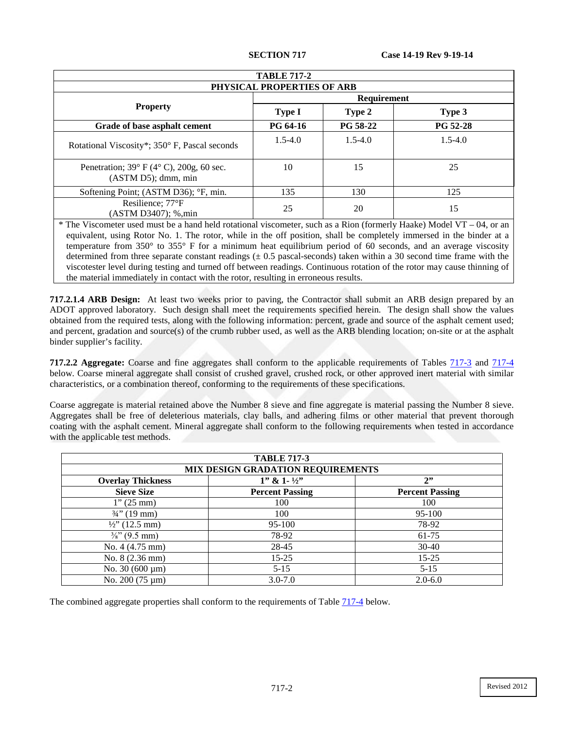**TABLE 717-2**

**PHYSICAL PROPERTIES OF ARB**

| Property | Requirement | | |
|---|---|---|---|
| | **Type I** | **Type 2** | **Type 3** |
| **Grade of base asphalt cement** | **PG 64-16** | **PG 58-22** | **PG 52-28** |
| Rotational Viscosity*; 350° F, Pascal seconds | 1.5-4.0 | 1.5-4.0 | 1.5-4.0 |
| Penetration; 39° F (4° C), 200g, 60 sec. (ASTM D5); dmm, min | 10 | 15 | 25 |
| Softening Point; (ASTM D36); °F, min. | 135 | 130 | 125 |
| Resilience; 77°F (ASTM D3407); %,min | 25 | 20 | 15 |

* The Viscometer used must be a hand held rotational viscometer, such as a Rion (formerly Haake) Model VT – 04, or an equivalent, using Rotor No. 1. The rotor, while in the off position, shall be completely immersed in the binder at a temperature from 350° to 355° F for a minimum heat equilibrium period of 60 seconds, and an average viscosity determined from three separate constant readings (± 0.5 pascal-seconds) taken within a 30 second time frame with the viscotester level during testing and turned off between readings. Continuous rotation of the rotor may cause thinning of the material immediately in contact with the rotor, resulting in erroneous results.

**717.2.1.4 ARB Design:** At least two weeks prior to paving, the Contractor shall submit an ARB design prepared by an ADOT approved laboratory. Such design shall meet the requirements specified herein. The design shall show the values obtained from the required tests, along with the following information: percent, grade and source of the asphalt cement used; and percent, gradation and source(s) of the crumb rubber used, as well as the ARB blending location; on-site or at the asphalt binder supplier's facility.

**717.2.2 Aggregate:** Coarse and fine aggregates shall conform to the applicable requirements of Tables 717-3 and 717-4 below. Coarse mineral aggregate shall consist of crushed gravel, crushed rock, or other approved inert material with similar characteristics, or a combination thereof, conforming to the requirements of these specifications.

Coarse aggregate is material retained above the Number 8 sieve and fine aggregate is material passing the Number 8 sieve. Aggregates shall be free of deleterious materials, clay balls, and adhering films or other material that prevent thorough coating with the asphalt cement. Mineral aggregate shall conform to the following requirements when tested in accordance with the applicable test methods.

**TABLE 717-3**

**MIX DESIGN GRADATION REQUIREMENTS**

| **Overlay Thickness** | **1" & 1- ½"** | **2"** |
|---|---|---|
| **Sieve Size** | **Percent Passing** | **Percent Passing** |
| 1" (25 mm) | 100 | 100 |
| ¾" (19 mm) | 100 | 95-100 |
| ½" (12.5 mm) | 95-100 | 78-92 |
| ⅜" (9.5 mm) | 78-92 | 61-75 |
| No. 4 (4.75 mm) | 28-45 | 30-40 |
| No. 8 (2.36 mm) | 15-25 | 15-25 |
| No. 30 (600 µm) | 5-15 | 5-15 |
| No. 200 (75 µm) | 3.0-7.0 | 2.0-6.0 |

The combined aggregate properties shall conform to the requirements of Table 717-4 below.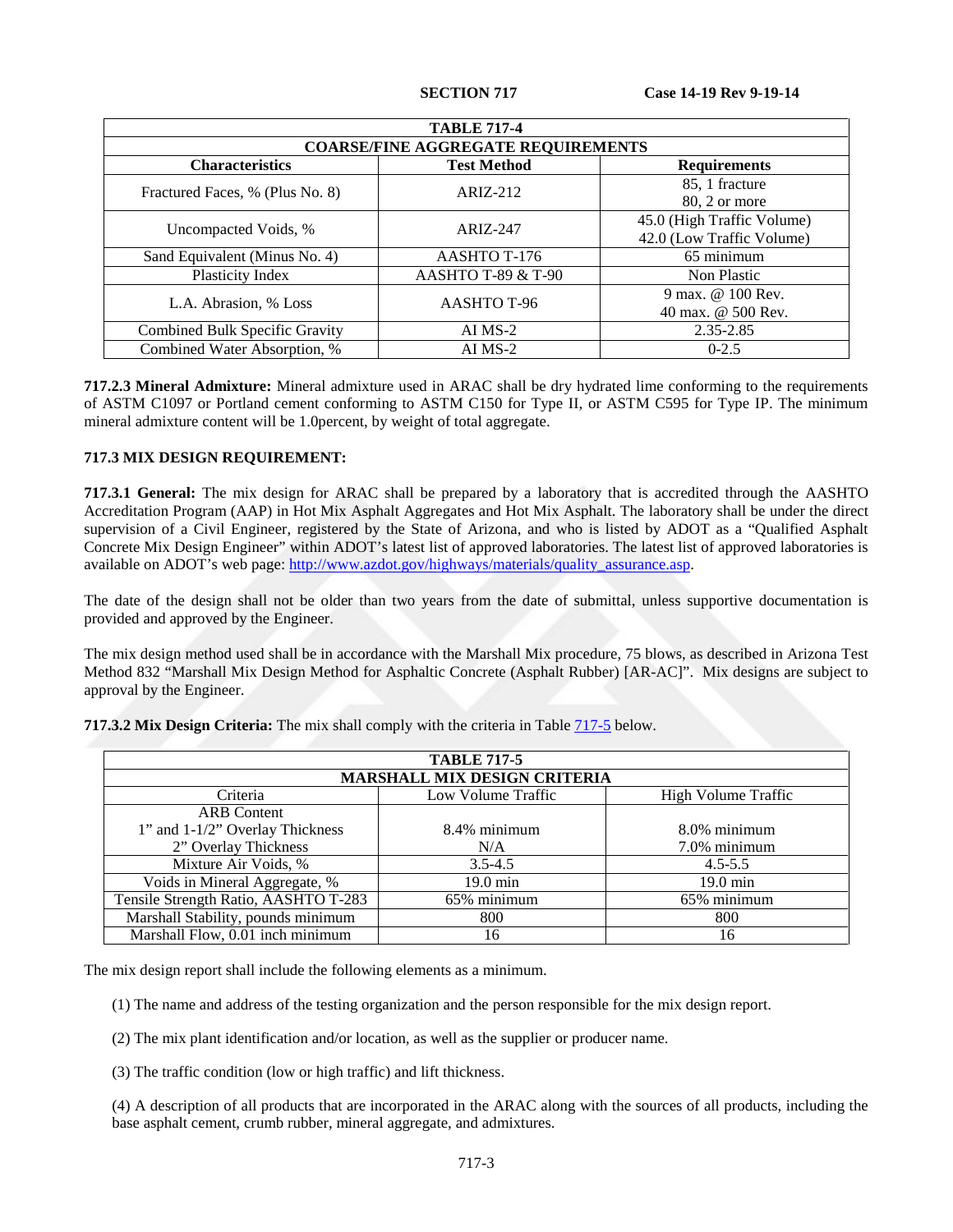| TABLE 717-4 | | |
|---|---|---|
| **COARSE/FINE AGGREGATE REQUIREMENTS** | | |
| **Characteristics** | **Test Method** | **Requirements** |
| Fractured Faces, % (Plus No. 8) | ARIZ-212 | 85, 1 fracture<br>80, 2 or more |
| Uncompacted Voids, % | ARIZ-247 | 45.0 (High Traffic Volume)<br>42.0 (Low Traffic Volume) |
| Sand Equivalent (Minus No. 4) | AASHTO T-176 | 65 minimum |
| Plasticity Index | AASHTO T-89 & T-90 | Non Plastic |
| L.A. Abrasion, % Loss | AASHTO T-96 | 9 max. @ 100 Rev.<br>40 max. @ 500 Rev. |
| Combined Bulk Specific Gravity | AI MS-2 | 2.35-2.85 |
| Combined Water Absorption, % | AI MS-2 | 0-2.5 |

**717.2.3 Mineral Admixture:** Mineral admixture used in ARAC shall be dry hydrated lime conforming to the requirements of ASTM C1097 or Portland cement conforming to ASTM C150 for Type II, or ASTM C595 for Type IP. The minimum mineral admixture content will be 1.0percent, by weight of total aggregate.

**717.3 MIX DESIGN REQUIREMENT:**

**717.3.1 General:** The mix design for ARAC shall be prepared by a laboratory that is accredited through the AASHTO Accreditation Program (AAP) in Hot Mix Asphalt Aggregates and Hot Mix Asphalt. The laboratory shall be under the direct supervision of a Civil Engineer, registered by the State of Arizona, and who is listed by ADOT as a "Qualified Asphalt Concrete Mix Design Engineer" within ADOT's latest list of approved laboratories. The latest list of approved laboratories is available on ADOT's web page: http://www.azdot.gov/highways/materials/quality_assurance.asp.

The date of the design shall not be older than two years from the date of submittal, unless supportive documentation is provided and approved by the Engineer.

The mix design method used shall be in accordance with the Marshall Mix procedure, 75 blows, as described in Arizona Test Method 832 "Marshall Mix Design Method for Asphaltic Concrete (Asphalt Rubber) [AR-AC]". Mix designs are subject to approval by the Engineer.

**717.3.2 Mix Design Criteria:** The mix shall comply with the criteria in Table 717-5 below.

| TABLE 717-5 | | |
|---|---|---|
| **MARSHALL MIX DESIGN CRITERIA** | | |
| Criteria | Low Volume Traffic | High Volume Traffic |
| ARB Content<br>1" and 1-1/2" Overlay Thickness<br>2" Overlay Thickness | 8.4% minimum<br>N/A | 8.0% minimum<br>7.0% minimum |
| Mixture Air Voids, % | 3.5-4.5 | 4.5-5.5 |
| Voids in Mineral Aggregate, % | 19.0 min | 19.0 min |
| Tensile Strength Ratio, AASHTO T-283 | 65% minimum | 65% minimum |
| Marshall Stability, pounds minimum | 800 | 800 |
| Marshall Flow, 0.01 inch minimum | 16 | 16 |

The mix design report shall include the following elements as a minimum.

(1) The name and address of the testing organization and the person responsible for the mix design report.

(2) The mix plant identification and/or location, as well as the supplier or producer name.

(3) The traffic condition (low or high traffic) and lift thickness.

(4) A description of all products that are incorporated in the ARAC along with the sources of all products, including the base asphalt cement, crumb rubber, mineral aggregate, and admixtures.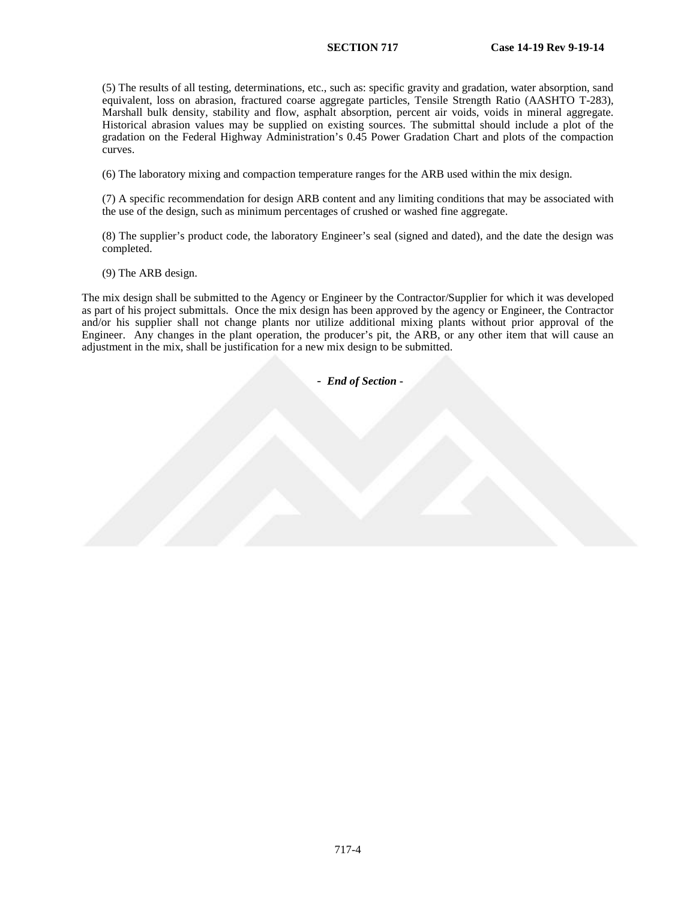(5) The results of all testing, determinations, etc., such as: specific gravity and gradation, water absorption, sand equivalent, loss on abrasion, fractured coarse aggregate particles, Tensile Strength Ratio (AASHTO T-283), Marshall bulk density, stability and flow, asphalt absorption, percent air voids, voids in mineral aggregate. Historical abrasion values may be supplied on existing sources. The submittal should include a plot of the gradation on the Federal Highway Administration's 0.45 Power Gradation Chart and plots of the compaction curves.

(6) The laboratory mixing and compaction temperature ranges for the ARB used within the mix design.

(7) A specific recommendation for design ARB content and any limiting conditions that may be associated with the use of the design, such as minimum percentages of crushed or washed fine aggregate.

(8) The supplier's product code, the laboratory Engineer's seal (signed and dated), and the date the design was completed.

(9) The ARB design.

The mix design shall be submitted to the Agency or Engineer by the Contractor/Supplier for which it was developed as part of his project submittals. Once the mix design has been approved by the agency or Engineer, the Contractor and/or his supplier shall not change plants nor utilize additional mixing plants without prior approval of the Engineer. Any changes in the plant operation, the producer's pit, the ARB, or any other item that will cause an adjustment in the mix, shall be justification for a new mix design to be submitted.

- *End of Section* -